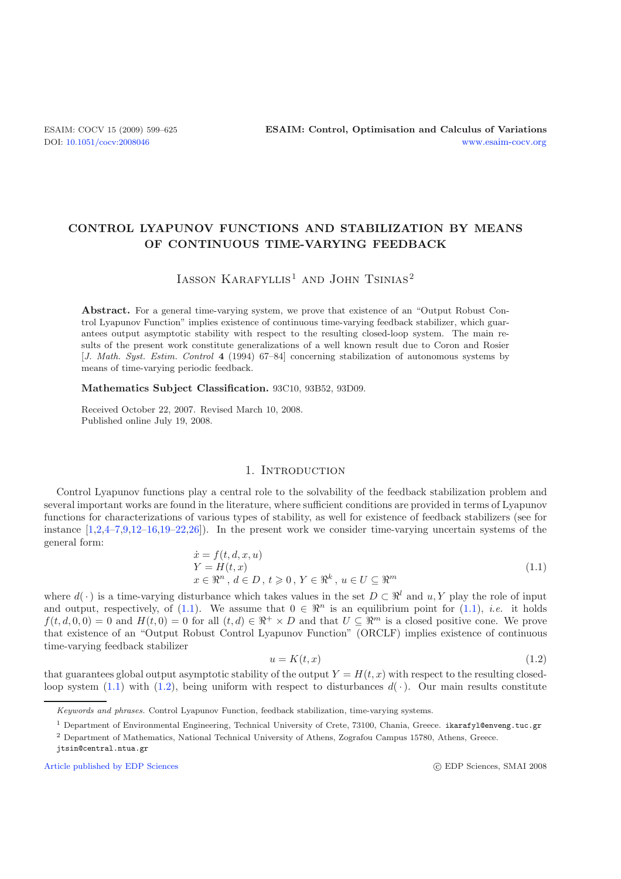# CONTROL LYAPUNOV FUNCTIONS AND STABILIZATION BY MEANS OF CONTINUOUS TIME-VARYING FEEDBACK

Iasson Karafyllis[1] and John Tsinias[2]

**Abstract.** For a general time-varying system, we prove that existence of an "Output Robust Control Lyapunov Function" implies existence of continuous time-varying feedback stabilizer, which guarantees output asymptotic stability with respect to the resulting closed-loop system. The main results of the present work constitute generalizations of a well known result due to Coron and Rosier [*J. Math. Syst. Estim. Control* **4** (1994) 67–84] concerning stabilization of autonomous systems by means of time-varying periodic feedback.

**Mathematics Subject Classification.** 93C10, 93B52, 93D09.

Received October 22, 2007. Revised March 10, 2008.
Published online July 19, 2008.

## 1. Introduction

Control Lyapunov functions play a central role to the solvability of the feedback stabilization problem and several important works are found in the literature, where sufficient conditions are provided in terms of Lyapunov functions for characterizations of various types of stability, as well for existence of feedback stabilizers (see for instance [1,2,4–7,9,12–16,19–22,26]). In the present work we consider time-varying uncertain systems of the general form:

$$
\begin{aligned}
&\dot{x} = f(t, d, x, u)\\
&Y = H(t, x)\\
&x \in \Re^n,\ d \in D,\ t \geqslant 0,\ Y \in \Re^k,\ u \in U \subseteq \Re^m
\end{aligned}
\tag{1.1}
$$

where $d(\cdot)$ is a time-varying disturbance which takes values in the set $D \subset \Re^l$ and $u, Y$ play the role of input and output, respectively, of (1.1). We assume that $0 \in \Re^n$ is an equilibrium point for (1.1), *i.e.* it holds $f(t, d, 0, 0) = 0$ and $H(t, 0) = 0$ for all $(t, d) \in \Re^+ \times D$ and that $U \subseteq \Re^m$ is a closed positive cone. We prove that existence of an "Output Robust Control Lyapunov Function" (ORCLF) implies existence of continuous time-varying feedback stabilizer

$$
u = K(t, x)
\tag{1.2}
$$

that guarantees global output asymptotic stability of the output $Y = H(t, x)$ with respect to the resulting closed-loop system (1.1) with (1.2), being uniform with respect to disturbances $d(\cdot)$. Our main results constitute

---

*Keywords and phrases.* Control Lyapunov Function, feedback stabilization, time-varying systems.

[1] Department of Environmental Engineering, Technical University of Crete, 73100, Chania, Greece. ikarafyl@enveng.tuc.gr

[2] Department of Mathematics, National Technical University of Athens, Zografou Campus 15780, Athens, Greece. jtsin@central.ntua.gr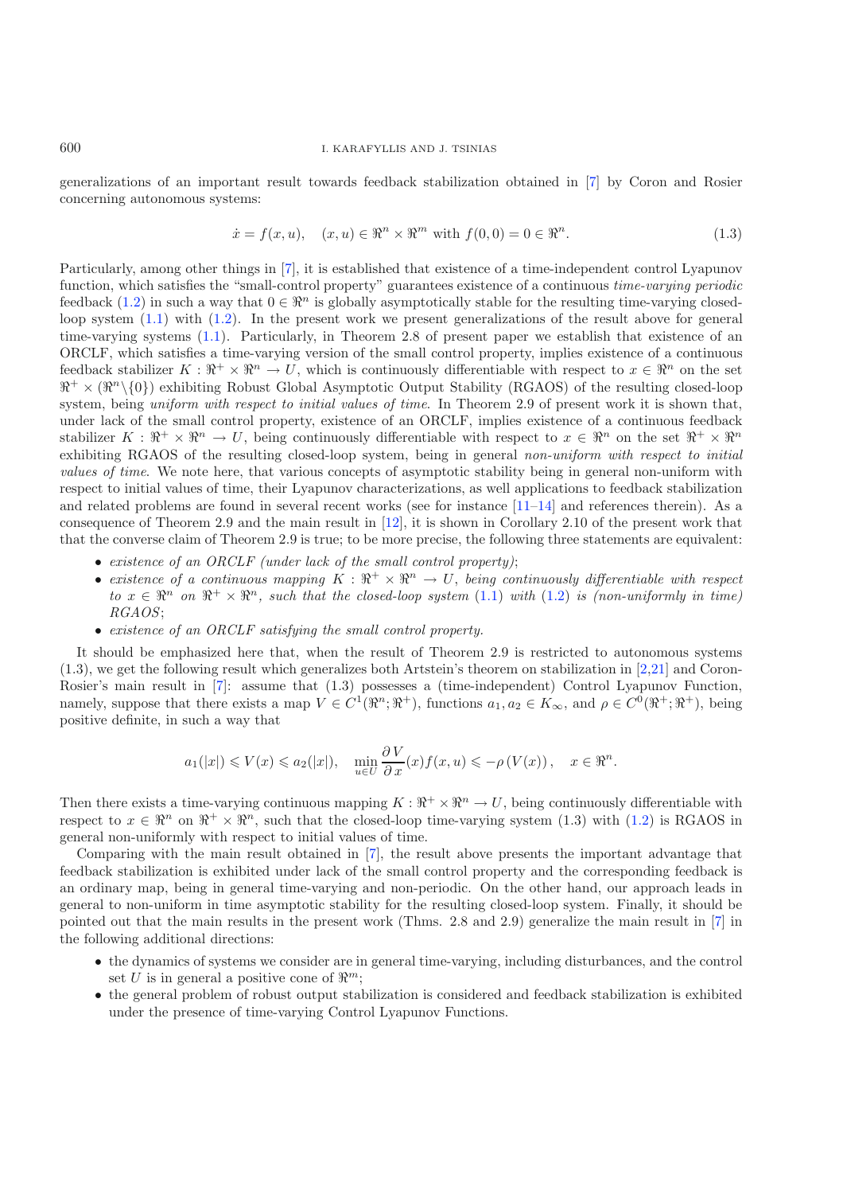generalizations of an important result towards feedback stabilization obtained in [7] by Coron and Rosier concerning autonomous systems:

$$\dot{x} = f(x,u), \quad (x,u) \in \Re^n \times \Re^m \text{ with } f(0,0) = 0 \in \Re^n. \tag{1.3}$$

Particularly, among other things in [7], it is established that existence of a time-independent control Lyapunov function, which satisfies the "small-control property" guarantees existence of a continuous *time-varying periodic* feedback (1.2) in such a way that $0 \in \Re^n$ is globally asymptotically stable for the resulting time-varying closed-loop system (1.1) with (1.2). In the present work we present generalizations of the result above for general time-varying systems (1.1). Particularly, in Theorem 2.8 of present paper we establish that existence of an ORCLF, which satisfies a time-varying version of the small control property, implies existence of a continuous feedback stabilizer $K : \Re^+ \times \Re^n \to U$, which is continuously differentiable with respect to $x \in \Re^n$ on the set $\Re^+ \times (\Re^n \backslash \{0\})$ exhibiting Robust Global Asymptotic Output Stability (RGAOS) of the resulting closed-loop system, being *uniform with respect to initial values of time*. In Theorem 2.9 of present work it is shown that, under lack of the small control property, existence of an ORCLF, implies existence of a continuous feedback stabilizer $K : \Re^+ \times \Re^n \to U$, being continuously differentiable with respect to $x \in \Re^n$ on the set $\Re^+ \times \Re^n$ exhibiting RGAOS of the resulting closed-loop system, being in general *non-uniform with respect to initial values of time*. We note here, that various concepts of asymptotic stability being in general non-uniform with respect to initial values of time, their Lyapunov characterizations, as well applications to feedback stabilization and related problems are found in several recent works (see for instance [11–14] and references therein). As a consequence of Theorem 2.9 and the main result in [12], it is shown in Corollary 2.10 of the present work that that the converse claim of Theorem 2.9 is true; to be more precise, the following three statements are equivalent:

- *existence of an ORCLF (under lack of the small control property)*;
- *existence of a continuous mapping $K : \Re^+ \times \Re^n \to U$, being continuously differentiable with respect to $x \in \Re^n$ on $\Re^+ \times \Re^n$, such that the closed-loop system* (1.1) *with* (1.2) *is (non-uniformly in time) RGAOS*;
- *existence of an ORCLF satisfying the small control property.*

It should be emphasized here that, when the result of Theorem 2.9 is restricted to autonomous systems (1.3), we get the following result which generalizes both Artstein's theorem on stabilization in [2,21] and Coron-Rosier's main result in [7]: assume that (1.3) possesses a (time-independent) Control Lyapunov Function, namely, suppose that there exists a map $V \in C^1(\Re^n;\Re^+)$, functions $a_1, a_2 \in K_\infty$, and $\rho \in C^0(\Re^+;\Re^+)$, being positive definite, in such a way that

$$a_1(|x|) \leqslant V(x) \leqslant a_2(|x|), \quad \min_{u \in U} \frac{\partial V}{\partial x}(x) f(x,u) \leqslant -\rho\left(V(x)\right), \quad x \in \Re^n.$$

Then there exists a time-varying continuous mapping $K : \Re^+ \times \Re^n \to U$, being continuously differentiable with respect to $x \in \Re^n$ on $\Re^+ \times \Re^n$, such that the closed-loop time-varying system (1.3) with (1.2) is RGAOS in general non-uniformly with respect to initial values of time.

Comparing with the main result obtained in [7], the result above presents the important advantage that feedback stabilization is exhibited under lack of the small control property and the corresponding feedback is an ordinary map, being in general time-varying and non-periodic. On the other hand, our approach leads in general to non-uniform in time asymptotic stability for the resulting closed-loop system. Finally, it should be pointed out that the main results in the present work (Thms. 2.8 and 2.9) generalize the main result in [7] in the following additional directions:

- the dynamics of systems we consider are in general time-varying, including disturbances, and the control set $U$ is in general a positive cone of $\Re^m$;
- the general problem of robust output stabilization is considered and feedback stabilization is exhibited under the presence of time-varying Control Lyapunov Functions.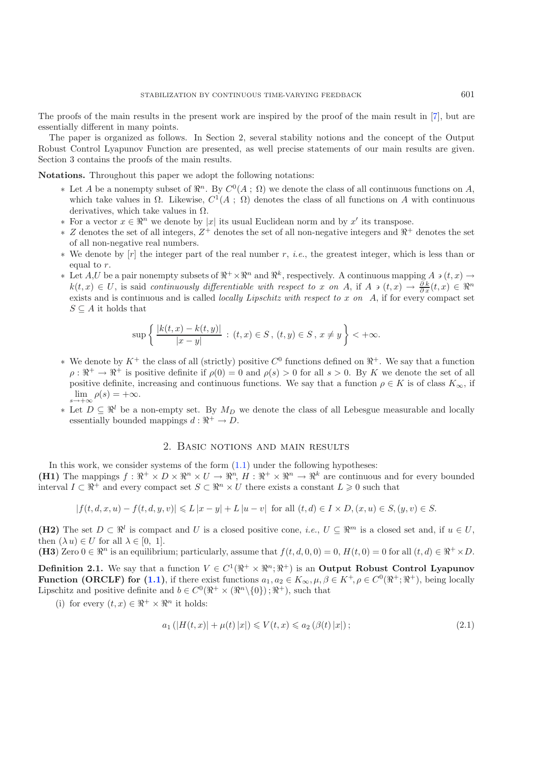The proofs of the main results in the present work are inspired by the proof of the main result in [7], but are essentially different in many points.

The paper is organized as follows. In Section 2, several stability notions and the concept of the Output Robust Control Lyapunov Function are presented, as well precise statements of our main results are given. Section 3 contains the proofs of the main results.

**Notations.** Throughout this paper we adopt the following notations:

* Let $A$ be a nonempty subset of $\Re^n$. By $C^0(A\,;\,\Omega)$ we denote the class of all continuous functions on $A$, which take values in $\Omega$. Likewise, $C^1(A\,;\,\Omega)$ denotes the class of all functions on $A$ with continuous derivatives, which take values in $\Omega$.
* For a vector $x \in \Re^n$ we denote by $|x|$ its usual Euclidean norm and by $x'$ its transpose.
* $Z$ denotes the set of all integers, $Z^+$ denotes the set of all non-negative integers and $\Re^+$ denotes the set of all non-negative real numbers.
* We denote by $[r]$ the integer part of the real number $r$, *i.e.*, the greatest integer, which is less than or equal to $r$.
* Let $A$,$U$ be a pair nonempty subsets of $\Re^+ \times \Re^n$ and $\Re^k$, respectively. A continuous mapping $A \ni (t,x) \to k(t,x) \in U$, is said *continuously differentiable with respect to $x$ on $A$*, if $A \ni (t,x) \to \frac{\partial k}{\partial x}(t,x) \in \Re^n$ exists and is continuous and is called *locally Lipschitz with respect to $x$ on $A$*, if for every compact set $S \subseteq A$ it holds that
$$\sup\left\{ \frac{|k(t,x)-k(t,y)|}{|x-y|} \,:\, (t,x)\in S\,,\,(t,y)\in S\,,\,x\neq y\right\} < +\infty.$$
* We denote by $K^+$ the class of all (strictly) positive $C^0$ functions defined on $\Re^+$. We say that a function $\rho : \Re^+ \to \Re^+$ is positive definite if $\rho(0) = 0$ and $\rho(s) > 0$ for all $s > 0$. By $K$ we denote the set of all positive definite, increasing and continuous functions. We say that a function $\rho \in K$ is of class $K_\infty$, if $\lim\limits_{s\to+\infty} \rho(s) = +\infty$.
* Let $D \subseteq \Re^l$ be a non-empty set. By $M_D$ we denote the class of all Lebesgue measurable and locally essentially bounded mappings $d : \Re^+ \to D$.

## 2. Basic notions and main results

In this work, we consider systems of the form (1.1) under the following hypotheses:

**(H1)** The mappings $f : \Re^+ \times D \times \Re^n \times U \to \Re^n$, $H : \Re^+ \times \Re^n \to \Re^k$ are continuous and for every bounded interval $I \subset \Re^+$ and every compact set $S \subset \Re^n \times U$ there exists a constant $L \geqslant 0$ such that

$$|f(t,d,x,u) - f(t,d,y,v)| \leqslant L\,|x-y| + L\,|u-v| \text{ for all } (t,d)\in I\times D, (x,u)\in S, (y,v)\in S.$$

**(H2)** The set $D \subset \Re^l$ is compact and $U$ is a closed positive cone, *i.e.*, $U \subseteq \Re^m$ is a closed set and, if $u \in U$, then $(\lambda\, u) \in U$ for all $\lambda \in [0,\ 1]$.

**(H3)** Zero $0 \in \Re^n$ is an equilibrium; particularly, assume that $f(t,d,0,0) = 0$, $H(t,0) = 0$ for all $(t,d) \in \Re^+ \times D$.

**Definition 2.1.** We say that a function $V \in C^1(\Re^+ \times \Re^n;\Re^+)$ is an **Output Robust Control Lyapunov Function (ORCLF) for (1.1)**, if there exist functions $a_1, a_2 \in K_\infty, \mu, \beta \in K^+, \rho \in C^0(\Re^+;\Re^+)$, being locally Lipschitz and positive definite and $b \in C^0(\Re^+ \times (\Re^n\backslash\{0\})\,;\Re^+)$, such that

(i) for every $(t,x) \in \Re^+ \times \Re^n$ it holds:

$$a_1\left(|H(t,x)| + \mu(t)\,|x|\right) \leqslant V(t,x) \leqslant a_2\left(\beta(t)\,|x|\right); \tag{2.1}$$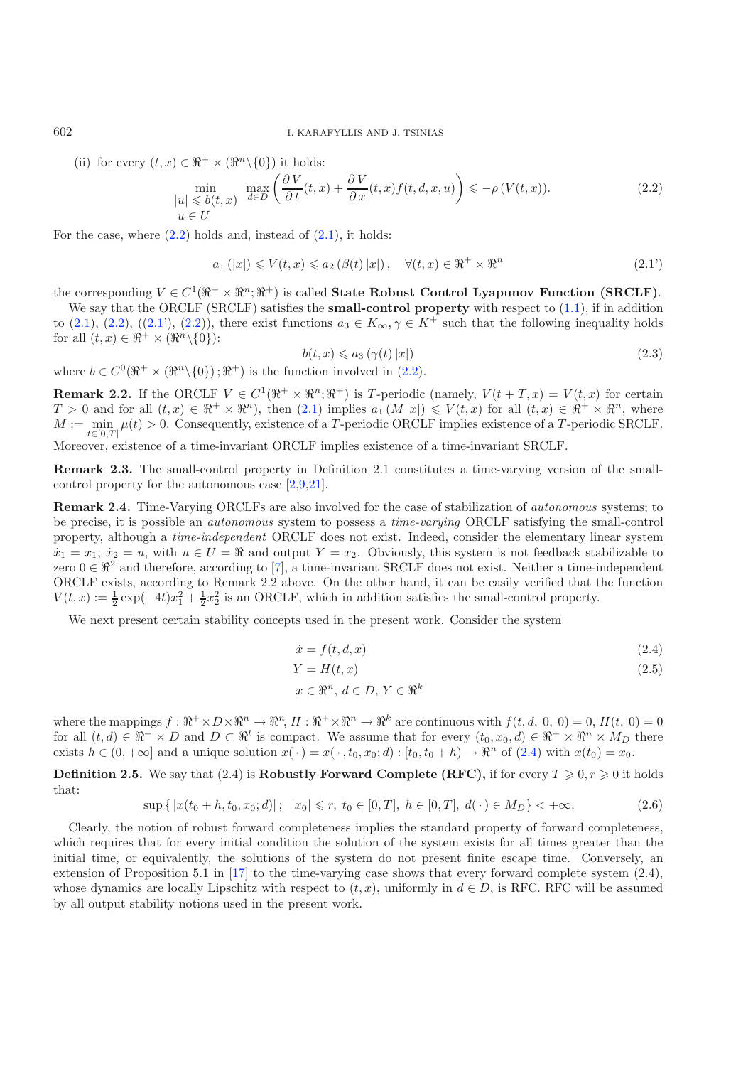(ii) for every $(t,x) \in \Re^+ \times (\Re^n \backslash \{0\})$ it holds:

$$\min_{\substack{|u| \leqslant b(t,x) \\ u \in U}} \max_{d \in D} \left( \frac{\partial V}{\partial t}(t,x) + \frac{\partial V}{\partial x}(t,x) f(t,d,x,u) \right) \leqslant -\rho\left(V(t,x)\right). \tag{2.2}$$

For the case, where (2.2) holds and, instead of (2.1), it holds:

$$a_1\left(|x|\right) \leqslant V(t,x) \leqslant a_2\left(\beta(t)\,|x|\right), \quad \forall (t,x) \in \Re^+ \times \Re^n \tag{2.1'}$$

the corresponding $V \in C^1(\Re^+ \times \Re^n; \Re^+)$ is called **State Robust Control Lyapunov Function (SRCLF)**.

We say that the ORCLF (SRCLF) satisfies the **small-control property** with respect to (1.1), if in addition to (2.1), (2.2), ((2.1'), (2.2)), there exist functions $a_3 \in K_\infty, \gamma \in K^+$ such that the following inequality holds for all $(t,x) \in \Re^+ \times (\Re^n \backslash \{0\})$:

$$b(t,x) \leqslant a_3\left(\gamma(t)\,|x|\right) \tag{2.3}$$

where $b \in C^0(\Re^+ \times (\Re^n \backslash \{0\})\,; \Re^+)$ is the function involved in (2.2).

**Remark 2.2.** If the ORCLF $V \in C^1(\Re^+ \times \Re^n; \Re^+)$ is $T$-periodic (namely, $V(t+T,x) = V(t,x)$ for certain $T > 0$ and for all $(t,x) \in \Re^+ \times \Re^n$), then (2.1) implies $a_1\left(M\,|x|\right) \leqslant V(t,x)$ for all $(t,x) \in \Re^+ \times \Re^n$, where $M := \min_{t \in [0,T]} \mu(t) > 0$. Consequently, existence of a $T$-periodic ORCLF implies existence of a $T$-periodic SRCLF. Moreover, existence of a time-invariant ORCLF implies existence of a time-invariant SRCLF.

**Remark 2.3.** The small-control property in Definition 2.1 constitutes a time-varying version of the small-control property for the autonomous case [2,9,21].

**Remark 2.4.** Time-Varying ORCLFs are also involved for the case of stabilization of *autonomous* systems; to be precise, it is possible an *autonomous* system to possess a *time-varying* ORCLF satisfying the small-control property, although a *time-independent* ORCLF does not exist. Indeed, consider the elementary linear system $\dot{x}_1 = x_1$, $\dot{x}_2 = u$, with $u \in U = \Re$ and output $Y = x_2$. Obviously, this system is not feedback stabilizable to zero $0 \in \Re^2$ and therefore, according to [7], a time-invariant SRCLF does not exist. Neither a time-independent ORCLF exists, according to Remark 2.2 above. On the other hand, it can be easily verified that the function $V(t,x) := \frac{1}{2}\exp(-4t)x_1^2 + \frac{1}{2}x_2^2$ is an ORCLF, which in addition satisfies the small-control property.

We next present certain stability concepts used in the present work. Consider the system

$$\dot{x} = f(t,d,x) \tag{2.4}$$

$$Y = H(t,x) \tag{2.5}$$

$$x \in \Re^n,\; d \in D,\; Y \in \Re^k$$

where the mappings $f : \Re^+ \times D \times \Re^n \to \Re^n$, $H : \Re^+ \times \Re^n \to \Re^k$ are continuous with $f(t,d,\,0,\,0) = 0$, $H(t,\,0) = 0$ for all $(t,d) \in \Re^+ \times D$ and $D \subset \Re^l$ is compact. We assume that for every $(t_0, x_0, d) \in \Re^+ \times \Re^n \times M_D$ there exists $h \in (0, +\infty]$ and a unique solution $x(\cdot) = x(\cdot\,, t_0, x_0; d) : [t_0, t_0 + h) \to \Re^n$ of (2.4) with $x(t_0) = x_0$.

**Definition 2.5.** We say that (2.4) is **Robustly Forward Complete (RFC),** if for every $T \geqslant 0, r \geqslant 0$ it holds that:

$$\sup\left\{\,|x(t_0+h, t_0, x_0; d)|\,;\;\; |x_0| \leqslant r,\; t_0 \in [0,T],\; h \in [0,T],\; d(\cdot) \in M_D\right\} < +\infty. \tag{2.6}$$

Clearly, the notion of robust forward completeness implies the standard property of forward completeness, which requires that for every initial condition the solution of the system exists for all times greater than the initial time, or equivalently, the solutions of the system do not present finite escape time. Conversely, an extension of Proposition 5.1 in [17] to the time-varying case shows that every forward complete system (2.4), whose dynamics are locally Lipschitz with respect to $(t,x)$, uniformly in $d \in D$, is RFC. RFC will be assumed by all output stability notions used in the present work.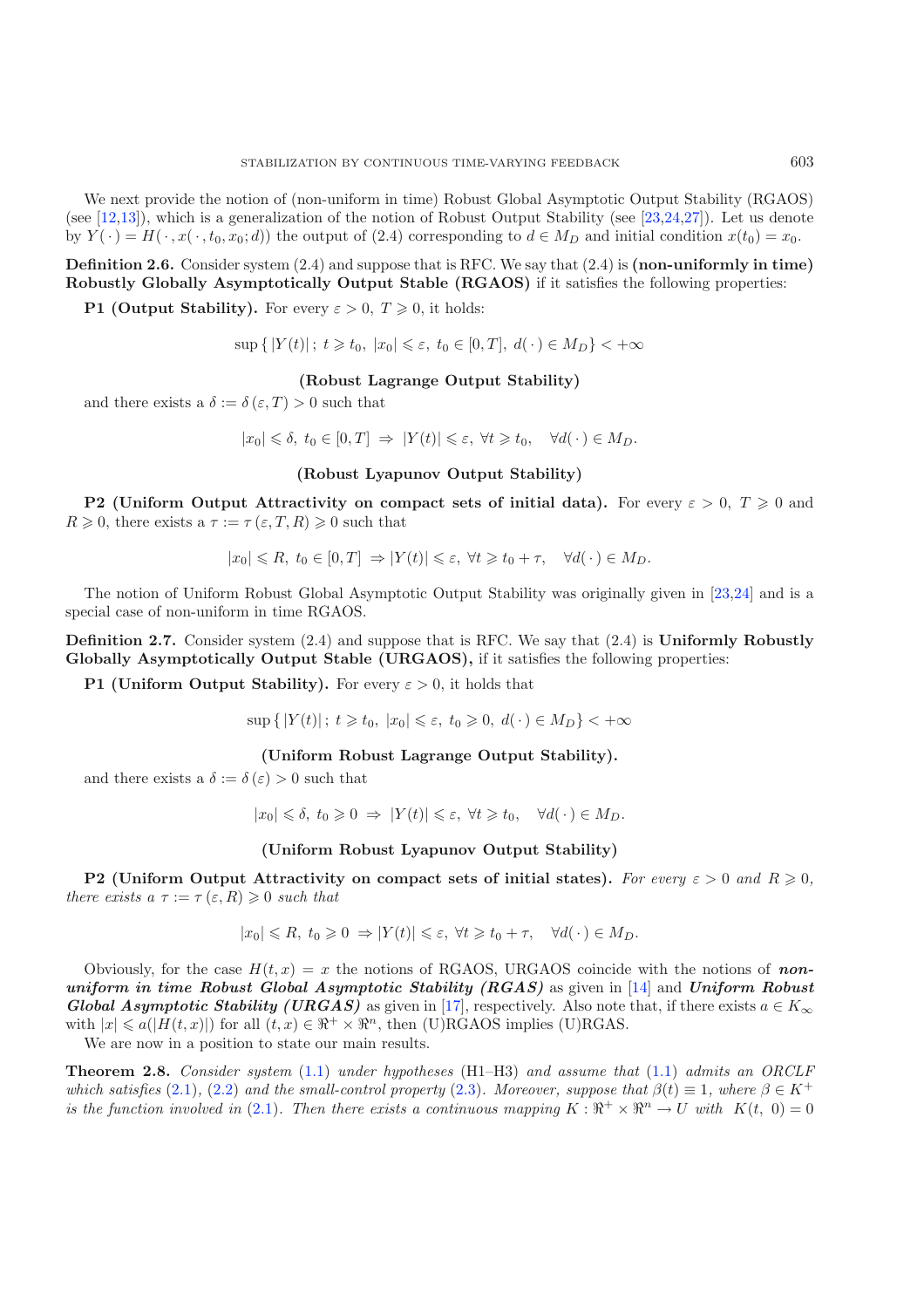We next provide the notion of (non-uniform in time) Robust Global Asymptotic Output Stability (RGAOS) (see [12,13]), which is a generalization of the notion of Robust Output Stability (see [23,24,27]). Let us denote by $Y(\,\cdot\,) = H(\,\cdot\,, x(\,\cdot\,, t_0, x_0; d))$ the output of (2.4) corresponding to $d \in M_D$ and initial condition $x(t_0) = x_0$.

**Definition 2.6.** Consider system (2.4) and suppose that is RFC. We say that (2.4) is **(non-uniformly in time) Robustly Globally Asymptotically Output Stable (RGAOS)** if it satisfies the following properties:

**P1 (Output Stability).** For every $\varepsilon > 0$, $T \geqslant 0$, it holds:

$$\sup\left\{\, |Y(t)|\,;\; t \geqslant t_0,\; |x_0| \leqslant \varepsilon,\; t_0 \in [0, T],\; d(\,\cdot\,) \in M_D \right\} < +\infty$$

**(Robust Lagrange Output Stability)**

and there exists a $\delta := \delta\,(\varepsilon, T) > 0$ such that

$$|x_0| \leqslant \delta,\; t_0 \in [0, T] \;\Rightarrow\; |Y(t)| \leqslant \varepsilon,\; \forall t \geqslant t_0, \quad \forall d(\,\cdot\,) \in M_D.$$

**(Robust Lyapunov Output Stability)**

**P2 (Uniform Output Attractivity on compact sets of initial data).** For every $\varepsilon > 0$, $T \geqslant 0$ and $R \geqslant 0$, there exists a $\tau := \tau\,(\varepsilon, T, R) \geqslant 0$ such that

$$|x_0| \leqslant R,\; t_0 \in [0, T] \;\Rightarrow |Y(t)| \leqslant \varepsilon,\; \forall t \geqslant t_0 + \tau, \quad \forall d(\,\cdot\,) \in M_D.$$

The notion of Uniform Robust Global Asymptotic Output Stability was originally given in [23,24] and is a special case of non-uniform in time RGAOS.

**Definition 2.7.** Consider system (2.4) and suppose that is RFC. We say that (2.4) is **Uniformly Robustly Globally Asymptotically Output Stable (URGAOS),** if it satisfies the following properties:

**P1 (Uniform Output Stability).** For every $\varepsilon > 0$, it holds that

$$\sup\left\{\, |Y(t)|\,;\; t \geqslant t_0,\; |x_0| \leqslant \varepsilon,\; t_0 \geqslant 0,\; d(\,\cdot\,) \in M_D \right\} < +\infty$$

**(Uniform Robust Lagrange Output Stability).**

and there exists a $\delta := \delta\,(\varepsilon) > 0$ such that

$$|x_0| \leqslant \delta,\; t_0 \geqslant 0 \;\Rightarrow\; |Y(t)| \leqslant \varepsilon,\; \forall t \geqslant t_0, \quad \forall d(\,\cdot\,) \in M_D.$$

**(Uniform Robust Lyapunov Output Stability)**

**P2 (Uniform Output Attractivity on compact sets of initial states).** *For every $\varepsilon > 0$ and $R \geqslant 0$, there exists a $\tau := \tau\,(\varepsilon, R) \geqslant 0$ such that*

$$|x_0| \leqslant R,\; t_0 \geqslant 0 \;\Rightarrow |Y(t)| \leqslant \varepsilon,\; \forall t \geqslant t_0 + \tau, \quad \forall d(\,\cdot\,) \in M_D.$$

Obviously, for the case $H(t, x) = x$ the notions of RGAOS, URGAOS coincide with the notions of ***non-uniform in time Robust Global Asymptotic Stability (RGAS)*** as given in [14] and ***Uniform Robust Global Asymptotic Stability (URGAS)*** as given in [17], respectively. Also note that, if there exists $a \in K_\infty$ with $|x| \leqslant a(|H(t, x)|)$ for all $(t, x) \in \Re^+ \times \Re^n$, then (U)RGAOS implies (U)RGAS.

We are now in a position to state our main results.

**Theorem 2.8.** *Consider system* (1.1) *under hypotheses* (H1–H3) *and assume that* (1.1) *admits an ORCLF which satisfies* (2.1), (2.2) *and the small-control property* (2.3). *Moreover, suppose that $\beta(t) \equiv 1$, where $\beta \in K^+$ is the function involved in* (2.1). *Then there exists a continuous mapping $K : \Re^+ \times \Re^n \to U$ with $K(t,\; 0) = 0$*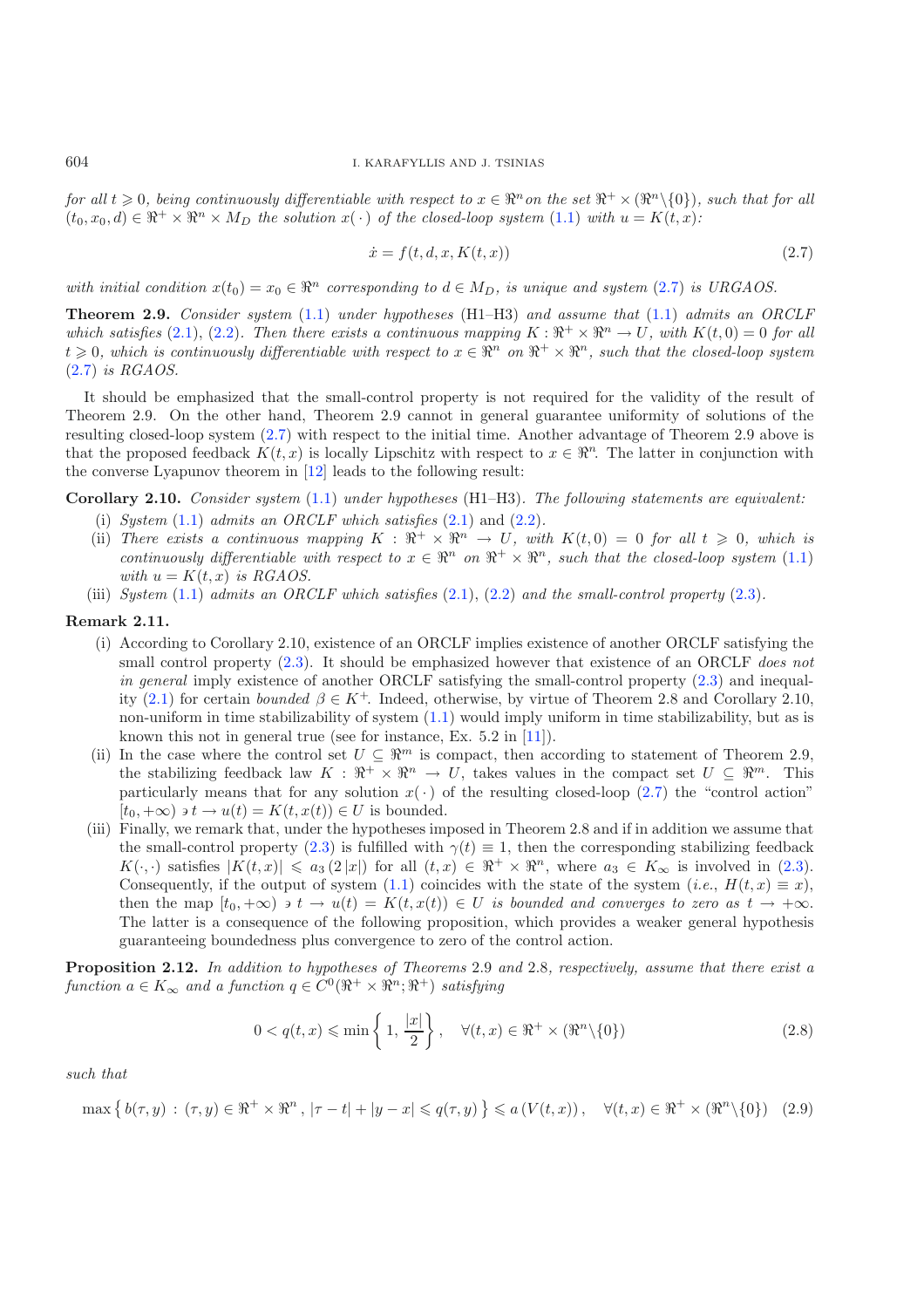*for all $t \geqslant 0$, being continuously differentiable with respect to $x \in \Re^n$ on the set $\Re^+ \times (\Re^n \backslash \{0\})$, such that for all $(t_0, x_0, d) \in \Re^+ \times \Re^n \times M_D$ the solution $x(\cdot)$ of the closed-loop system (1.1) with $u = K(t, x)$:*

$$\dot{x} = f(t, d, x, K(t, x)) \tag{2.7}$$

*with initial condition $x(t_0) = x_0 \in \Re^n$ corresponding to $d \in M_D$, is unique and system (2.7) is URGAOS.*

**Theorem 2.9.** *Consider system (1.1) under hypotheses (H1–H3) and assume that (1.1) admits an ORCLF which satisfies (2.1), (2.2). Then there exists a continuous mapping $K : \Re^+ \times \Re^n \to U$, with $K(t, 0) = 0$ for all $t \geqslant 0$, which is continuously differentiable with respect to $x \in \Re^n$ on $\Re^+ \times \Re^n$, such that the closed-loop system (2.7) is RGAOS.*

It should be emphasized that the small-control property is not required for the validity of the result of Theorem 2.9. On the other hand, Theorem 2.9 cannot in general guarantee uniformity of solutions of the resulting closed-loop system (2.7) with respect to the initial time. Another advantage of Theorem 2.9 above is that the proposed feedback $K(t, x)$ is locally Lipschitz with respect to $x \in \Re^n$. The latter in conjunction with the converse Lyapunov theorem in [12] leads to the following result:

**Corollary 2.10.** *Consider system (1.1) under hypotheses (H1–H3). The following statements are equivalent:*

(i) *System (1.1) admits an ORCLF which satisfies (2.1), (2.2).*

(ii) *There exists a continuous mapping $K : \Re^+ \times \Re^n \to U$, with $K(t, 0) = 0$ for all $t \geqslant 0$, which is continuously differentiable with respect to $x \in \Re^n$ on $\Re^+ \times \Re^n$, such that the closed-loop system (1.1) with $u = K(t, x)$ is RGAOS.*

(iii) *System (1.1) admits an ORCLF which satisfies (2.1), (2.2) and the small-control property (2.3).*

**Remark 2.11.**

(i) According to Corollary 2.10, existence of an ORCLF implies existence of another ORCLF satisfying the small control property (2.3). It should be emphasized however that existence of an ORCLF *does not in general* imply existence of another ORCLF satisfying the small-control property (2.3) and inequality (2.1) for certain *bounded* $\beta \in K^+$. Indeed, otherwise, by virtue of Theorem 2.8 and Corollary 2.10, non-uniform in time stabilizability of system (1.1) would imply uniform in time stabilizability, but as is known this not in general true (see for instance, Ex. 5.2 in [11]).

(ii) In the case where the control set $U \subseteq \Re^m$ is compact, then according to statement of Theorem 2.9, the stabilizing feedback law $K : \Re^+ \times \Re^n \to U$, takes values in the compact set $U \subseteq \Re^m$. This particularly means that for any solution $x(\cdot)$ of the resulting closed-loop (2.7) the "control action" $[t_0, +\infty) \ni t \to u(t) = K(t, x(t)) \in U$ is bounded.

(iii) Finally, we remark that, under the hypotheses imposed in Theorem 2.8 and if in addition we assume that the small-control property (2.3) is fulfilled with $\gamma(t) \equiv 1$, then the corresponding stabilizing feedback $K(\cdot, \cdot)$ satisfies $|K(t, x)| \leqslant a_3 (2 |x|)$ for all $(t, x) \in \Re^+ \times \Re^n$, where $a_3 \in K_\infty$ is involved in (2.3). Consequently, if the output of system (1.1) coincides with the state of the system (*i.e.*, $H(t, x) \equiv x$), then the map $[t_0, +\infty) \ni t \to u(t) = K(t, x(t)) \in U$ *is bounded and converges to zero as $t \to +\infty$*. The latter is a consequence of the following proposition, which provides a weaker general hypothesis guaranteeing boundedness plus convergence to zero of the control action.

**Proposition 2.12.** *In addition to hypotheses of Theorems 2.9 and 2.8, respectively, assume that there exist a function $a \in K_\infty$ and a function $q \in C^0(\Re^+ \times \Re^n; \Re^+)$ satisfying*

$$0 < q(t, x) \leqslant \min \left\{ 1, \frac{|x|}{2} \right\}, \quad \forall (t, x) \in \Re^+ \times (\Re^n \backslash \{0\}) \tag{2.8}$$

*such that*

$$\max \left\{ b(\tau, y) \,:\, (\tau, y) \in \Re^+ \times \Re^n, \, |\tau - t| + |y - x| \leqslant q(\tau, y) \right\} \leqslant a \left( V(t, x) \right), \quad \forall (t, x) \in \Re^+ \times (\Re^n \backslash \{0\}) \tag{2.9}$$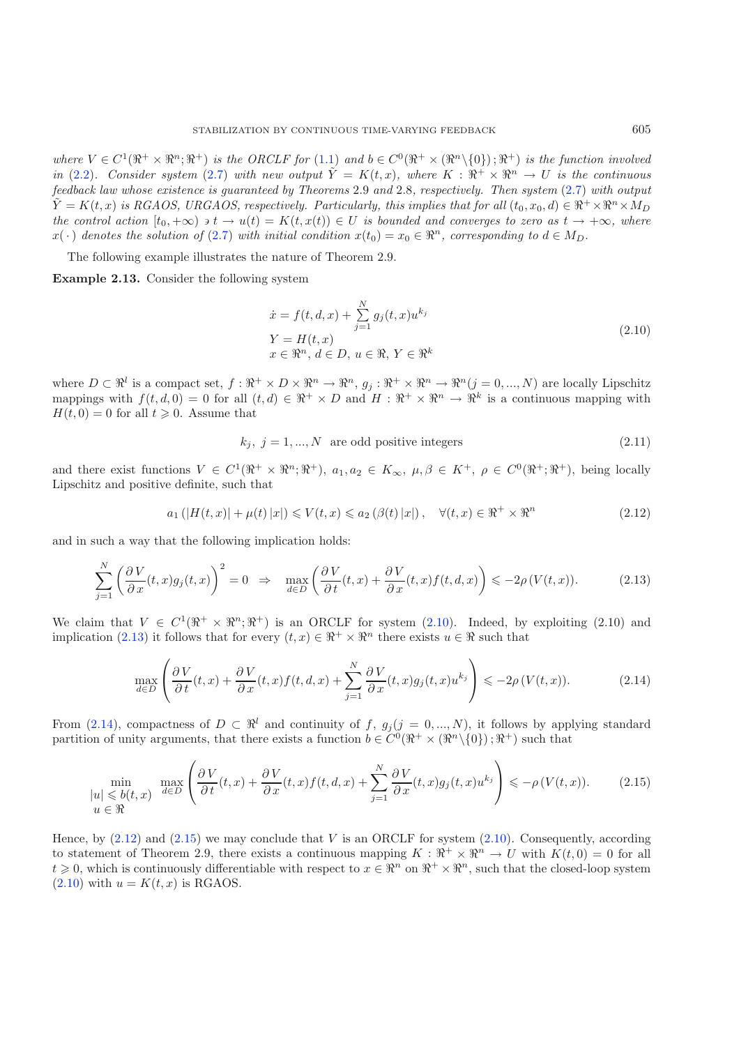*where $V \in C^1(\Re^+ \times \Re^n; \Re^+)$ is the ORCLF for (1.1) and $b \in C^0(\Re^+ \times (\Re^n \backslash \{0\}); \Re^+)$ is the function involved in (2.2). Consider system (2.7) with new output $\tilde{Y} = K(t,x)$, where $K : \Re^+ \times \Re^n \to U$ is the continuous feedback law whose existence is guaranteed by Theorems 2.9 and 2.8, respectively. Then system (2.7) with output $\tilde{Y} = K(t,x)$ is RGAOS, URGAOS, respectively. Particularly, this implies that for all $(t_0, x_0, d) \in \Re^+ \times \Re^n \times M_D$ the control action $[t_0, +\infty) \ni t \to u(t) = K(t, x(t)) \in U$ is bounded and converges to zero as $t \to +\infty$, where $x(\cdot)$ denotes the solution of (2.7) with initial condition $x(t_0) = x_0 \in \Re^n$, corresponding to $d \in M_D$.*

The following example illustrates the nature of Theorem 2.9.

**Example 2.13.** Consider the following system

$$
\begin{aligned}
&\dot{x} = f(t,d,x) + \sum_{j=1}^{N} g_j(t,x) u^{k_j} \\
&Y = H(t,x) \\
&x \in \Re^n,\ d \in D,\ u \in \Re,\ Y \in \Re^k
\end{aligned}
\tag{2.10}
$$

where $D \subset \Re^l$ is a compact set, $f : \Re^+ \times D \times \Re^n \to \Re^n$, $g_j : \Re^+ \times \Re^n \to \Re^n (j = 0, ..., N)$ are locally Lipschitz mappings with $f(t,d,0) = 0$ for all $(t,d) \in \Re^+ \times D$ and $H : \Re^+ \times \Re^n \to \Re^k$ is a continuous mapping with $H(t,0) = 0$ for all $t \geqslant 0$. Assume that

$$
k_j,\ j = 1, ..., N \ \text{ are odd positive integers} \tag{2.11}
$$

and there exist functions $V \in C^1(\Re^+ \times \Re^n; \Re^+)$, $a_1, a_2 \in K_\infty$, $\mu, \beta \in K^+$, $\rho \in C^0(\Re^+; \Re^+)$, being locally Lipschitz and positive definite, such that

$$
a_1 \left( |H(t,x)| + \mu(t)\,|x| \right) \leqslant V(t,x) \leqslant a_2 \left( \beta(t)\,|x| \right), \quad \forall (t,x) \in \Re^+ \times \Re^n \tag{2.12}
$$

and in such a way that the following implication holds:

$$
\sum_{j=1}^{N} \left( \frac{\partial V}{\partial x}(t,x) g_j(t,x) \right)^2 = 0 \ \Rightarrow \ \max_{d \in D} \left( \frac{\partial V}{\partial t}(t,x) + \frac{\partial V}{\partial x}(t,x) f(t,d,x) \right) \leqslant -2\rho\left(V(t,x)\right). \tag{2.13}
$$

We claim that $V \in C^1(\Re^+ \times \Re^n; \Re^+)$ is an ORCLF for system (2.10). Indeed, by exploiting (2.10) and implication (2.13) it follows that for every $(t,x) \in \Re^+ \times \Re^n$ there exists $u \in \Re$ such that

$$
\max_{d \in D} \left( \frac{\partial V}{\partial t}(t,x) + \frac{\partial V}{\partial x}(t,x) f(t,d,x) + \sum_{j=1}^{N} \frac{\partial V}{\partial x}(t,x) g_j(t,x) u^{k_j} \right) \leqslant -2\rho\left(V(t,x)\right). \tag{2.14}
$$

From (2.14), compactness of $D \subset \Re^l$ and continuity of $f$, $g_j (j = 0, ..., N)$, it follows by applying standard partition of unity arguments, that there exists a function $b \in C^0(\Re^+ \times (\Re^n \backslash \{0\}); \Re^+)$ such that

$$
\min_{\substack{|u| \leqslant b(t,x) \\ u \in \Re}} \ \max_{d \in D} \left( \frac{\partial V}{\partial t}(t,x) + \frac{\partial V}{\partial x}(t,x) f(t,d,x) + \sum_{j=1}^{N} \frac{\partial V}{\partial x}(t,x) g_j(t,x) u^{k_j} \right) \leqslant -\rho\left(V(t,x)\right). \tag{2.15}
$$

Hence, by (2.12) and (2.15) we may conclude that $V$ is an ORCLF for system (2.10). Consequently, according to statement of Theorem 2.9, there exists a continuous mapping $K : \Re^+ \times \Re^n \to U$ with $K(t,0) = 0$ for all $t \geqslant 0$, which is continuously differentiable with respect to $x \in \Re^n$ on $\Re^+ \times \Re^n$, such that the closed-loop system (2.10) with $u = K(t,x)$ is RGAOS.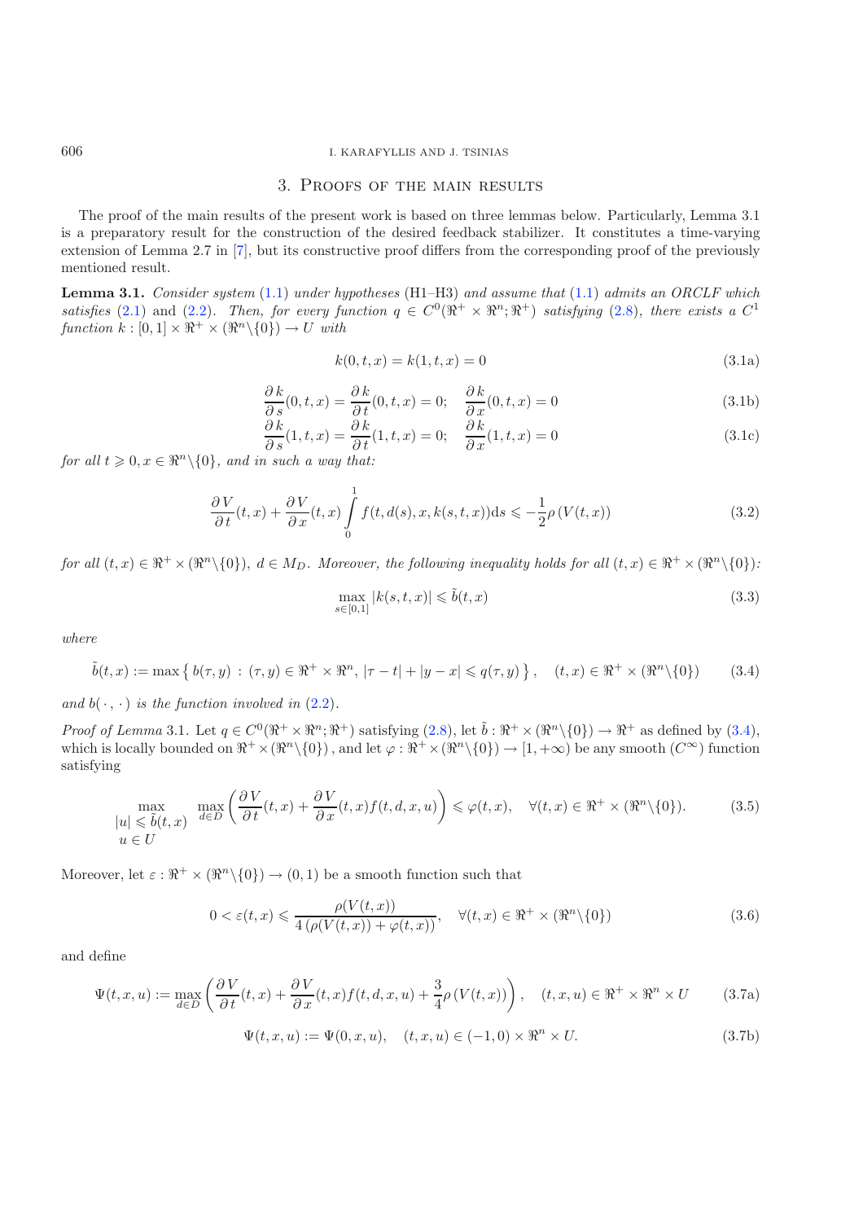## 3. Proofs of the main results

The proof of the main results of the present work is based on three lemmas below. Particularly, Lemma 3.1 is a preparatory result for the construction of the desired feedback stabilizer. It constitutes a time-varying extension of Lemma 2.7 in [7], but its constructive proof differs from the corresponding proof of the previously mentioned result.

**Lemma 3.1.** *Consider system* (1.1) *under hypotheses* (H1–H3) *and assume that* (1.1) *admits an ORCLF which satisfies* (2.1) and (2.2). *Then, for every function* $q \in C^0(\Re^+ \times \Re^n; \Re^+)$ *satisfying* (2.8)*, there exists a* $C^1$ *function* $k : [0,1] \times \Re^+ \times (\Re^n \backslash \{0\}) \to U$ *with*

$$k(0,t,x) = k(1,t,x) = 0 \tag{3.1a}$$

$$\frac{\partial k}{\partial s}(0,t,x) = \frac{\partial k}{\partial t}(0,t,x) = 0; \quad \frac{\partial k}{\partial x}(0,t,x) = 0 \tag{3.1b}$$

$$\frac{\partial k}{\partial s}(1,t,x) = \frac{\partial k}{\partial t}(1,t,x) = 0; \quad \frac{\partial k}{\partial x}(1,t,x) = 0 \tag{3.1c}$$

*for all* $t \geqslant 0, x \in \Re^n \backslash \{0\}$*, and in such a way that:*

$$\frac{\partial V}{\partial t}(t,x) + \frac{\partial V}{\partial x}(t,x) \int_0^1 f(t, d(s), x, k(s,t,x)) \mathrm{d}s \leqslant -\frac{1}{2}\rho\left(V(t,x)\right) \tag{3.2}$$

*for all* $(t,x) \in \Re^+ \times (\Re^n \backslash \{0\})$*,* $d \in M_D$*. Moreover, the following inequality holds for all* $(t,x) \in \Re^+ \times (\Re^n \backslash \{0\})$*:*

$$\max_{s \in [0,1]} |k(s,t,x)| \leqslant \tilde{b}(t,x) \tag{3.3}$$

*where*

$$\tilde{b}(t,x) := \max\left\{ b(\tau, y) \,:\, (\tau, y) \in \Re^+ \times \Re^n,\ |\tau - t| + |y - x| \leqslant q(\tau, y) \right\}, \quad (t,x) \in \Re^+ \times (\Re^n \backslash \{0\}) \tag{3.4}$$

*and* $b(\cdot\,,\cdot)$ *is the function involved in* (2.2).

*Proof of Lemma* 3.1. Let $q \in C^0(\Re^+ \times \Re^n; \Re^+)$ satisfying (2.8), let $\tilde{b} : \Re^+ \times (\Re^n \backslash \{0\}) \to \Re^+$ as defined by (3.4), which is locally bounded on $\Re^+ \times (\Re^n \backslash \{0\})$, and let $\varphi : \Re^+ \times (\Re^n \backslash \{0\}) \to [1, +\infty)$ be any smooth ($C^\infty$) function satisfying

$$\max_{\substack{|u| \leqslant \tilde{b}(t,x) \\ u \in U}} \max_{d \in D} \left( \frac{\partial V}{\partial t}(t,x) + \frac{\partial V}{\partial x}(t,x) f(t,d,x,u) \right) \leqslant \varphi(t,x), \quad \forall (t,x) \in \Re^+ \times (\Re^n \backslash \{0\}). \tag{3.5}$$

Moreover, let $\varepsilon : \Re^+ \times (\Re^n \backslash \{0\}) \to (0,1)$ be a smooth function such that

$$0 < \varepsilon(t,x) \leqslant \frac{\rho(V(t,x))}{4\left(\rho(V(t,x)) + \varphi(t,x)\right)}, \quad \forall (t,x) \in \Re^+ \times (\Re^n \backslash \{0\}) \tag{3.6}$$

and define

$$\Psi(t,x,u) := \max_{d \in D} \left( \frac{\partial V}{\partial t}(t,x) + \frac{\partial V}{\partial x}(t,x) f(t,d,x,u) + \frac{3}{4}\rho\left(V(t,x)\right) \right), \quad (t,x,u) \in \Re^+ \times \Re^n \times U \tag{3.7a}$$

$$\Psi(t,x,u) := \Psi(0,x,u), \quad (t,x,u) \in (-1,0) \times \Re^n \times U. \tag{3.7b}$$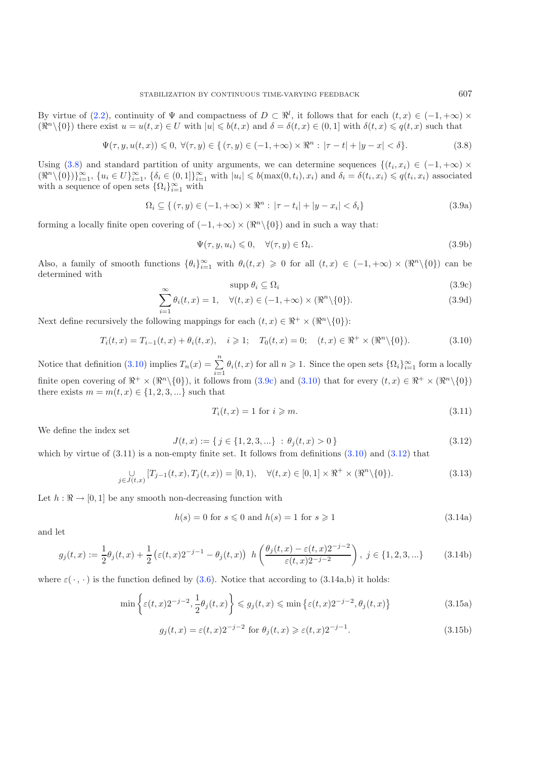By virtue of (2.2), continuity of $\Psi$ and compactness of $D \subset \Re^l$, it follows that for each $(t,x) \in (-1,+\infty) \times (\Re^n \backslash \{0\})$ there exist $u = u(t,x) \in U$ with $|u| \leqslant b(t,x)$ and $\delta = \delta(t,x) \in (0,1]$ with $\delta(t,x) \leqslant q(t,x)$ such that

$$\Psi(\tau, y, u(t,x)) \leqslant 0,\ \forall (\tau, y) \in \{ (\tau, y) \in (-1,+\infty) \times \Re^n : |\tau - t| + |y - x| < \delta \}. \tag{3.8}$$

Using (3.8) and standard partition of unity arguments, we can determine sequences $\{(t_i, x_i) \in (-1,+\infty) \times (\Re^n \backslash \{0\})\}_{i=1}^{\infty}$, $\{u_i \in U\}_{i=1}^{\infty}$, $\{\delta_i \in (0,1]\}_{i=1}^{\infty}$ with $|u_i| \leqslant b(\max(0,t_i), x_i)$ and $\delta_i = \delta(t_i, x_i) \leqslant q(t_i, x_i)$ associated with a sequence of open sets $\{\Omega_i\}_{i=1}^{\infty}$ with

$$\Omega_i \subseteq \{ (\tau, y) \in (-1,+\infty) \times \Re^n : |\tau - t_i| + |y - x_i| < \delta_i \} \tag{3.9a}$$

forming a locally finite open covering of $(-1,+\infty) \times (\Re^n \backslash \{0\})$ and in such a way that:

$$\Psi(\tau, y, u_i) \leqslant 0, \quad \forall (\tau, y) \in \Omega_i. \tag{3.9b}$$

Also, a family of smooth functions $\{\theta_i\}_{i=1}^{\infty}$ with $\theta_i(t,x) \geqslant 0$ for all $(t,x) \in (-1,+\infty) \times (\Re^n \backslash \{0\})$ can be determined with

$$\operatorname{supp} \theta_i \subseteq \Omega_i \tag{3.9c}$$

$$\sum_{i=1}^{\infty} \theta_i(t,x) = 1, \quad \forall (t,x) \in (-1,+\infty) \times (\Re^n \backslash \{0\}). \tag{3.9d}$$

Next define recursively the following mappings for each $(t,x) \in \Re^+ \times (\Re^n \backslash \{0\})$:

$$T_i(t,x) = T_{i-1}(t,x) + \theta_i(t,x), \quad i \geqslant 1; \quad T_0(t,x) = 0; \quad (t,x) \in \Re^+ \times (\Re^n \backslash \{0\}). \tag{3.10}$$

Notice that definition (3.10) implies $T_n(x) = \sum_{i=1}^{n} \theta_i(t,x)$ for all $n \geqslant 1$. Since the open sets $\{\Omega_i\}_{i=1}^{\infty}$ form a locally finite open covering of $\Re^+ \times (\Re^n \backslash \{0\})$, it follows from (3.9c) and (3.10) that for every $(t,x) \in \Re^+ \times (\Re^n \backslash \{0\})$ there exists $m = m(t,x) \in \{1,2,3,...\}$ such that

$$T_i(t,x) = 1 \text{ for } i \geqslant m. \tag{3.11}$$

We define the index set

$$J(t,x) := \{ j \in \{1,2,3,...\} \ : \ \theta_j(t,x) > 0 \} \tag{3.12}$$

which by virtue of (3.11) is a non-empty finite set. It follows from definitions (3.10) and (3.12) that

$$\bigcup_{j \in J(t,x)} [T_{j-1}(t,x), T_j(t,x)) = [0,1), \quad \forall (t,x) \in [0,1] \times \Re^+ \times (\Re^n \backslash \{0\}). \tag{3.13}$$

Let $h : \Re \to [0,1]$ be any smooth non-decreasing function with

$$h(s) = 0 \text{ for } s \leqslant 0 \text{ and } h(s) = 1 \text{ for } s \geqslant 1 \tag{3.14a}$$

and let

$$g_j(t,x) := \frac{1}{2}\theta_j(t,x) + \frac{1}{2}\left(\varepsilon(t,x)2^{-j-1} - \theta_j(t,x)\right)\ h\left(\frac{\theta_j(t,x) - \varepsilon(t,x)2^{-j-2}}{\varepsilon(t,x)2^{-j-2}}\right),\ j \in \{1,2,3,...\} \tag{3.14b}$$

where $\varepsilon(\cdot\,,\cdot)$ is the function defined by (3.6). Notice that according to (3.14a,b) it holds:

$$\min\left\{\varepsilon(t,x)2^{-j-2}, \frac{1}{2}\theta_j(t,x)\right\} \leqslant g_j(t,x) \leqslant \min\left\{\varepsilon(t,x)2^{-j-2}, \theta_j(t,x)\right\} \tag{3.15a}$$

$$g_j(t,x) = \varepsilon(t,x)2^{-j-2} \text{ for } \theta_j(t,x) \geqslant \varepsilon(t,x)2^{-j-1}. \tag{3.15b}$$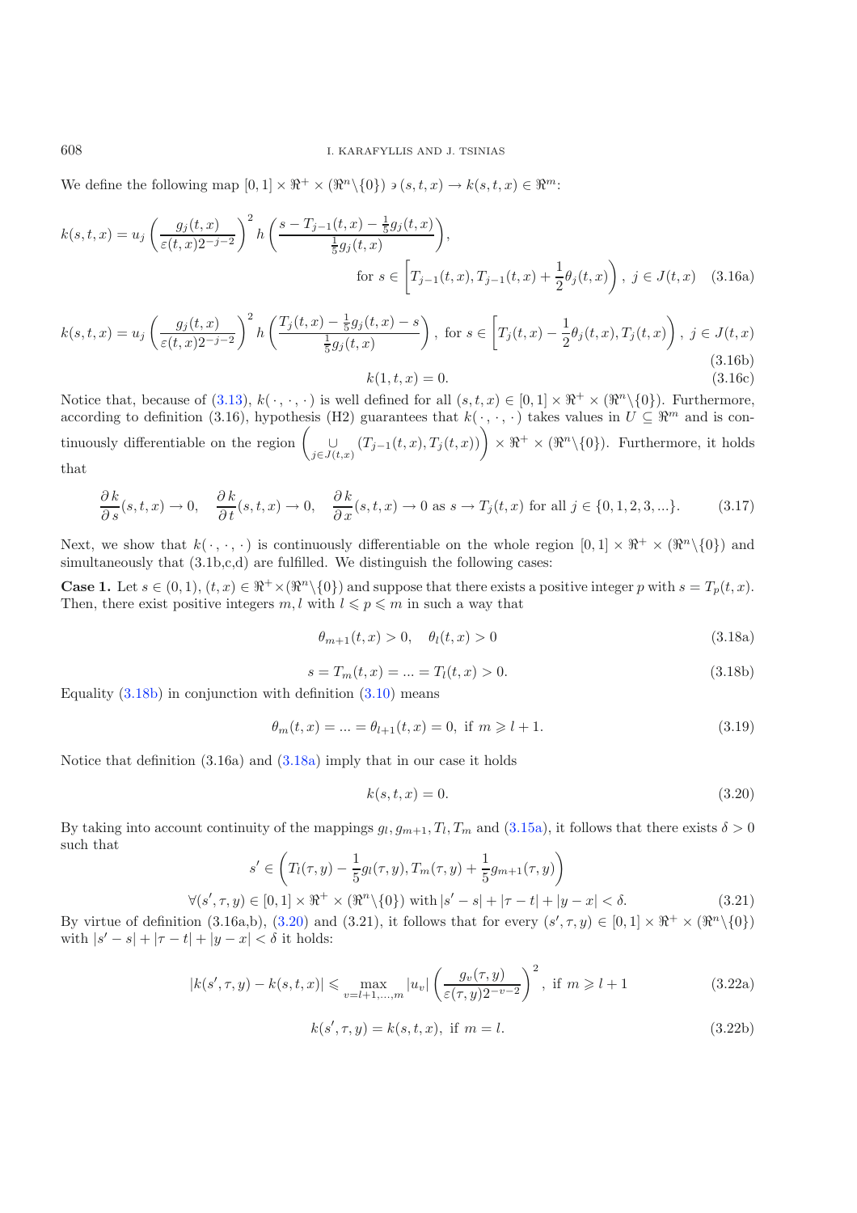We define the following map $[0,1] \times \Re^+ \times (\Re^n \backslash \{0\}) \ni (s,t,x) \to k(s,t,x) \in \Re^m$:

$$k(s,t,x) = u_j \left( \frac{g_j(t,x)}{\varepsilon(t,x) 2^{-j-2}} \right)^2 h\left( \frac{s - T_{j-1}(t,x) - \frac{1}{5} g_j(t,x)}{\frac{1}{5} g_j(t,x)} \right),$$
$$\text{for } s \in \left[ T_{j-1}(t,x), T_{j-1}(t,x) + \frac{1}{2}\theta_j(t,x) \right),\ j \in J(t,x) \quad (3.16a)$$

$$k(s,t,x) = u_j \left( \frac{g_j(t,x)}{\varepsilon(t,x) 2^{-j-2}} \right)^2 h\left( \frac{T_j(t,x) - \frac{1}{5} g_j(t,x) - s}{\frac{1}{5} g_j(t,x)} \right),\ \text{for } s \in \left[ T_j(t,x) - \frac{1}{2}\theta_j(t,x), T_j(t,x) \right),\ j \in J(t,x) \quad (3.16b)$$

$$k(1,t,x) = 0. \quad (3.16c)$$

Notice that, because of (3.13), $k(\cdot,\cdot,\cdot)$ is well defined for all $(s,t,x) \in [0,1] \times \Re^+ \times (\Re^n \backslash \{0\})$. Furthermore, according to definition (3.16), hypothesis (H2) guarantees that $k(\cdot,\cdot,\cdot)$ takes values in $U \subseteq \Re^m$ and is continuously differentiable on the region $\left( \underset{j \in J(t,x)}{\cup} (T_{j-1}(t,x), T_j(t,x)) \right) \times \Re^+ \times (\Re^n \backslash \{0\})$. Furthermore, it holds that

$$\frac{\partial k}{\partial s}(s,t,x) \to 0, \quad \frac{\partial k}{\partial t}(s,t,x) \to 0, \quad \frac{\partial k}{\partial x}(s,t,x) \to 0 \text{ as } s \to T_j(t,x) \text{ for all } j \in \{0,1,2,3,\ldots\}. \quad (3.17)$$

Next, we show that $k(\cdot,\cdot,\cdot)$ is continuously differentiable on the whole region $[0,1] \times \Re^+ \times (\Re^n \backslash \{0\})$ and simultaneously that (3.1b,c,d) are fulfilled. We distinguish the following cases:

**Case 1.** Let $s \in (0,1)$, $(t,x) \in \Re^+ \times (\Re^n \backslash \{0\})$ and suppose that there exists a positive integer $p$ with $s = T_p(t,x)$. Then, there exist positive integers $m, l$ with $l \leqslant p \leqslant m$ in such a way that

$$\theta_{m+1}(t,x) > 0, \quad \theta_l(t,x) > 0 \quad (3.18a)$$

$$s = T_m(t,x) = \ldots = T_l(t,x) > 0. \quad (3.18b)$$

Equality (3.18b) in conjunction with definition (3.10) means

$$\theta_m(t,x) = \ldots = \theta_{l+1}(t,x) = 0, \text{ if } m \geqslant l+1. \quad (3.19)$$

Notice that definition (3.16a) and (3.18a) imply that in our case it holds

$$k(s,t,x) = 0. \quad (3.20)$$

By taking into account continuity of the mappings $g_l, g_{m+1}, T_l, T_m$ and (3.15a), it follows that there exists $\delta > 0$ such that

$$s' \in \left( T_l(\tau,y) - \frac{1}{5} g_l(\tau,y), T_m(\tau,y) + \frac{1}{5} g_{m+1}(\tau,y) \right)$$
$$\forall (s',\tau,y) \in [0,1] \times \Re^+ \times (\Re^n \backslash \{0\}) \text{ with } |s'-s| + |\tau - t| + |y - x| < \delta. \quad (3.21)$$

By virtue of definition (3.16a,b), (3.20) and (3.21), it follows that for every $(s',\tau,y) \in [0,1] \times \Re^+ \times (\Re^n \backslash \{0\})$ with $|s'-s| + |\tau - t| + |y - x| < \delta$ it holds:

$$|k(s',\tau,y) - k(s,t,x)| \leqslant \max_{v=l+1,\ldots,m} |u_v| \left( \frac{g_v(\tau,y)}{\varepsilon(\tau,y) 2^{-v-2}} \right)^2, \text{ if } m \geqslant l+1 \quad (3.22a)$$

$$k(s',\tau,y) = k(s,t,x), \text{ if } m = l. \quad (3.22b)$$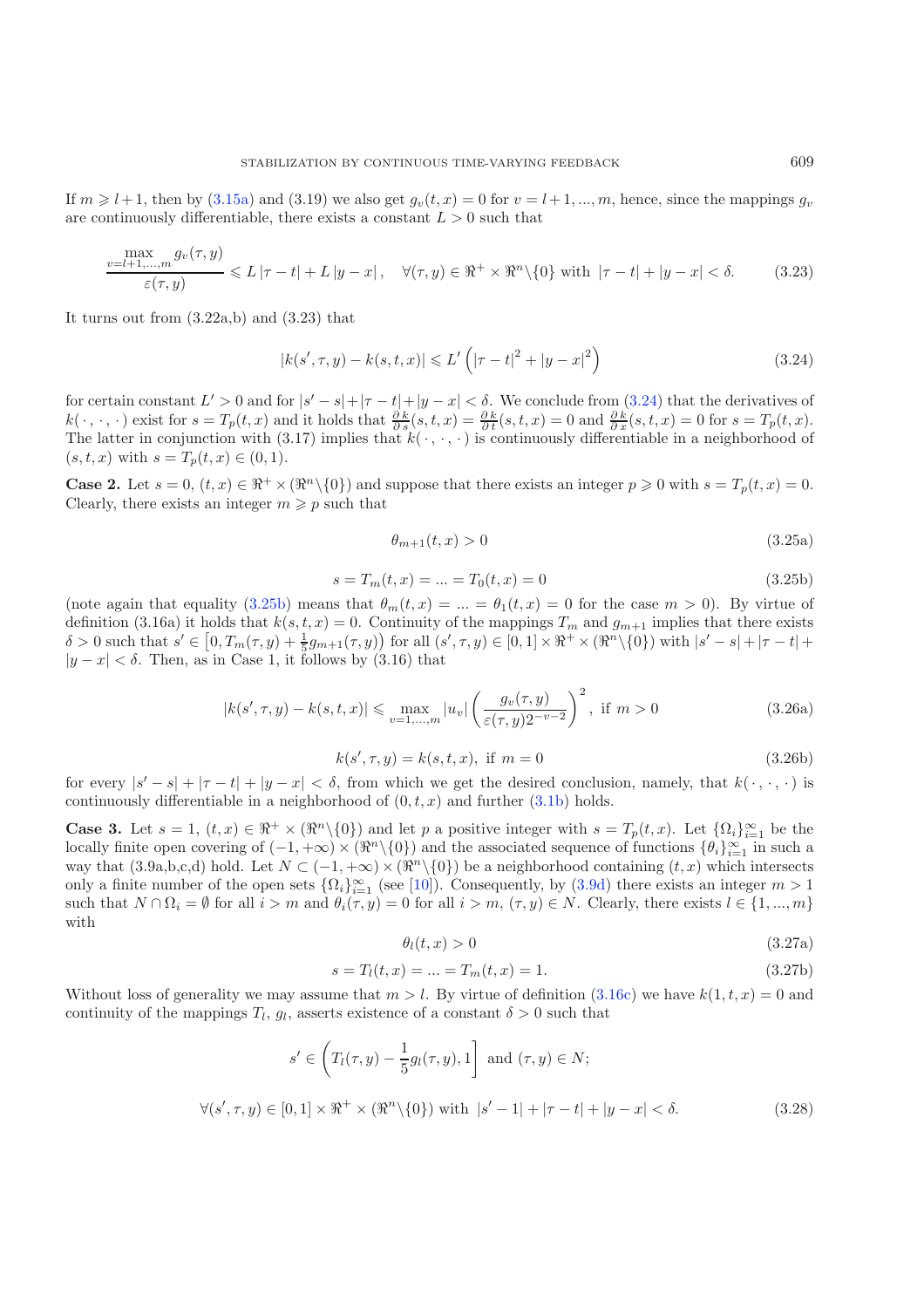If $m \geqslant l+1$, then by (3.15a) and (3.19) we also get $g_v(t,x) = 0$ for $v = l+1, ..., m$, hence, since the mappings $g_v$ are continuously differentiable, there exists a constant $L > 0$ such that

$$\frac{\max\limits_{v=l+1,...,m} g_v(\tau, y)}{\varepsilon(\tau, y)} \leqslant L\,|\tau - t| + L\,|y - x|\,, \quad \forall (\tau, y) \in \Re^+ \times \Re^n \backslash \{0\} \text{ with } |\tau - t| + |y - x| < \delta. \tag{3.23}$$

It turns out from (3.22a,b) and (3.23) that

$$|k(s', \tau, y) - k(s, t, x)| \leqslant L' \left( |\tau - t|^2 + |y - x|^2 \right) \tag{3.24}$$

for certain constant $L' > 0$ and for $|s' - s| + |\tau - t| + |y - x| < \delta$. We conclude from (3.24) that the derivatives of $k(\cdot, \cdot, \cdot)$ exist for $s = T_p(t,x)$ and it holds that $\frac{\partial k}{\partial s}(s,t,x) = \frac{\partial k}{\partial t}(s,t,x) = 0$ and $\frac{\partial k}{\partial x}(s,t,x) = 0$ for $s = T_p(t,x)$. The latter in conjunction with (3.17) implies that $k(\cdot, \cdot, \cdot)$ is continuously differentiable in a neighborhood of $(s,t,x)$ with $s = T_p(t,x) \in (0,1)$.

**Case 2.** Let $s = 0$, $(t,x) \in \Re^+ \times (\Re^n \backslash \{0\})$ and suppose that there exists an integer $p \geqslant 0$ with $s = T_p(t,x) = 0$. Clearly, there exists an integer $m \geqslant p$ such that

$$\theta_{m+1}(t,x) > 0 \tag{3.25a}$$

$$s = T_m(t,x) = ... = T_0(t,x) = 0 \tag{3.25b}$$

(note again that equality (3.25b) means that $\theta_m(t,x) = ... = \theta_1(t,x) = 0$ for the case $m > 0$). By virtue of definition (3.16a) it holds that $k(s,t,x) = 0$. Continuity of the mappings $T_m$ and $g_{m+1}$ implies that there exists $\delta > 0$ such that $s' \in \left[0, T_m(\tau, y) + \frac{1}{5} g_{m+1}(\tau, y)\right)$ for all $(s', \tau, y) \in [0,1] \times \Re^+ \times (\Re^n \backslash \{0\})$ with $|s' - s| + |\tau - t| + |y - x| < \delta$. Then, as in Case 1, it follows by (3.16) that

$$|k(s', \tau, y) - k(s, t, x)| \leqslant \max_{v=1,...,m} |u_v| \left( \frac{g_v(\tau, y)}{\varepsilon(\tau, y) 2^{-v-2}} \right)^2, \text{ if } m > 0 \tag{3.26a}$$

$$k(s', \tau, y) = k(s, t, x), \text{ if } m = 0 \tag{3.26b}$$

for every $|s' - s| + |\tau - t| + |y - x| < \delta$, from which we get the desired conclusion, namely, that $k(\cdot, \cdot, \cdot)$ is continuously differentiable in a neighborhood of $(0,t,x)$ and further (3.1b) holds.

**Case 3.** Let $s = 1$, $(t,x) \in \Re^+ \times (\Re^n \backslash \{0\})$ and let $p$ a positive integer with $s = T_p(t,x)$. Let $\{\Omega_i\}_{i=1}^{\infty}$ be the locally finite open covering of $(-1, +\infty) \times (\Re^n \backslash \{0\})$ and the associated sequence of functions $\{\theta_i\}_{i=1}^{\infty}$ in such a way that (3.9a,b,c,d) hold. Let $N \subset (-1, +\infty) \times (\Re^n \backslash \{0\})$ be a neighborhood containing $(t,x)$ which intersects only a finite number of the open sets $\{\Omega_i\}_{i=1}^{\infty}$ (see [10]). Consequently, by (3.9d) there exists an integer $m > 1$ such that $N \cap \Omega_i = \emptyset$ for all $i > m$ and $\theta_i(\tau, y) = 0$ for all $i > m$, $(\tau, y) \in N$. Clearly, there exists $l \in \{1, ..., m\}$ with

$$\theta_l(t,x) > 0 \tag{3.27a}$$

$$s = T_l(t,x) = ... = T_m(t,x) = 1. \tag{3.27b}$$

Without loss of generality we may assume that $m > l$. By virtue of definition (3.16c) we have $k(1,t,x) = 0$ and continuity of the mappings $T_l$, $g_l$, asserts existence of a constant $\delta > 0$ such that

$$s' \in \left( T_l(\tau, y) - \frac{1}{5} g_l(\tau, y), 1 \right] \text{ and } (\tau, y) \in N;$$

$$\forall (s', \tau, y) \in [0,1] \times \Re^+ \times (\Re^n \backslash \{0\}) \text{ with } |s' - 1| + |\tau - t| + |y - x| < \delta. \tag{3.28}$$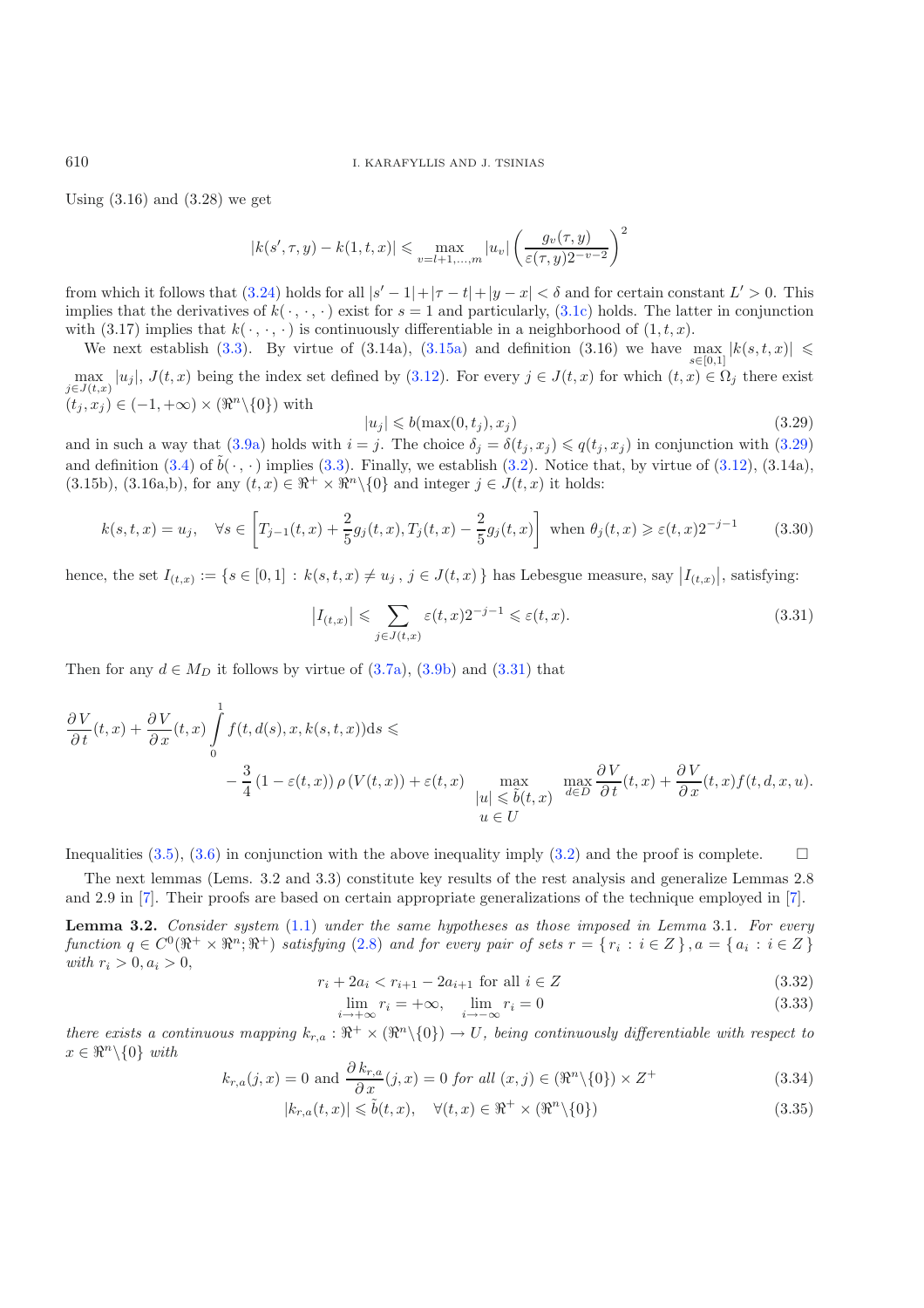Using (3.16) and (3.28) we get

$$|k(s',\tau,y)-k(1,t,x)| \leqslant \max_{v=l+1,\ldots,m}|u_v|\left(\frac{g_v(\tau,y)}{\varepsilon(\tau,y)2^{-v-2}}\right)^2$$

from which it follows that (3.24) holds for all $|s'-1|+|\tau-t|+|y-x|<\delta$ and for certain constant $L'>0$. This implies that the derivatives of $k(\cdot,\cdot,\cdot)$ exist for $s=1$ and particularly, (3.1c) holds. The latter in conjunction with (3.17) implies that $k(\cdot,\cdot,\cdot)$ is continuously differentiable in a neighborhood of $(1,t,x)$.

We next establish (3.3). By virtue of (3.14a), (3.15a) and definition (3.16) we have $\max_{s\in[0,1]}|k(s,t,x)| \leqslant \max_{j\in J(t,x)}|u_j|$, $J(t,x)$ being the index set defined by (3.12). For every $j\in J(t,x)$ for which $(t,x)\in\Omega_j$ there exist $(t_j,x_j)\in(-1,+\infty)\times(\Re^n\backslash\{0\})$ with

$$|u_j| \leqslant b(\max(0,t_j),x_j) \tag{3.29}$$

and in such a way that (3.9a) holds with $i=j$. The choice $\delta_j=\delta(t_j,x_j)\leqslant q(t_j,x_j)$ in conjunction with (3.29) and definition (3.4) of $\tilde{b}(\cdot,\cdot)$ implies (3.3). Finally, we establish (3.2). Notice that, by virtue of (3.12), (3.14a), (3.15b), (3.16a,b), for any $(t,x)\in\Re^+\times\Re^n\backslash\{0\}$ and integer $j\in J(t,x)$ it holds:

$$k(s,t,x)=u_j, \quad \forall s\in\left[T_{j-1}(t,x)+\frac{2}{5}g_j(t,x),T_j(t,x)-\frac{2}{5}g_j(t,x)\right] \text{ when } \theta_j(t,x)\geqslant\varepsilon(t,x)2^{-j-1} \tag{3.30}$$

hence, the set $I_{(t,x)}:=\{s\in[0,1]\,:\,k(s,t,x)\neq u_j\,,\,j\in J(t,x)\}$ has Lebesgue measure, say $\left|I_{(t,x)}\right|$, satisfying:

$$\left|I_{(t,x)}\right| \leqslant \sum_{j\in J(t,x)}\varepsilon(t,x)2^{-j-1}\leqslant\varepsilon(t,x). \tag{3.31}$$

Then for any $d\in M_D$ it follows by virtue of (3.7a), (3.9b) and (3.31) that

$$\frac{\partial V}{\partial t}(t,x)+\frac{\partial V}{\partial x}(t,x)\int_0^1 f(t,d(s),x,k(s,t,x))\mathrm{d}s \leqslant$$
$$-\frac{3}{4}\left(1-\varepsilon(t,x)\right)\rho\left(V(t,x)\right)+\varepsilon(t,x)\max_{\substack{|u|\leqslant\tilde{b}(t,x)\\ u\in U}}\max_{d\in D}\frac{\partial V}{\partial t}(t,x)+\frac{\partial V}{\partial x}(t,x)f(t,d,x,u).$$

Inequalities (3.5), (3.6) in conjunction with the above inequality imply (3.2) and the proof is complete. $\square$

The next lemmas (Lems. 3.2 and 3.3) constitute key results of the rest analysis and generalize Lemmas 2.8 and 2.9 in [7]. Their proofs are based on certain appropriate generalizations of the technique employed in [7].

**Lemma 3.2.** *Consider system (1.1) under the same hypotheses as those imposed in Lemma 3.1. For every function $q\in C^0(\Re^+\times\Re^n;\Re^+)$ satisfying (2.8) and for every pair of sets $r=\{r_i\,:\,i\in Z\}$, $a=\{a_i\,:\,i\in Z\}$ with $r_i>0, a_i>0$,*

$$r_i+2a_i<r_{i+1}-2a_{i+1} \text{ for all } i\in Z \tag{3.32}$$

$$\lim_{i\to+\infty}r_i=+\infty, \quad \lim_{i\to-\infty}r_i=0 \tag{3.33}$$

*there exists a continuous mapping $k_{r,a}:\Re^+\times(\Re^n\backslash\{0\})\to U$, being continuously differentiable with respect to $x\in\Re^n\backslash\{0\}$ with*

$$k_{r,a}(j,x)=0 \text{ and } \frac{\partial k_{r,a}}{\partial x}(j,x)=0 \text{ for all } (x,j)\in(\Re^n\backslash\{0\})\times Z^+ \tag{3.34}$$

$$|k_{r,a}(t,x)|\leqslant\tilde{b}(t,x), \quad \forall(t,x)\in\Re^+\times(\Re^n\backslash\{0\}) \tag{3.35}$$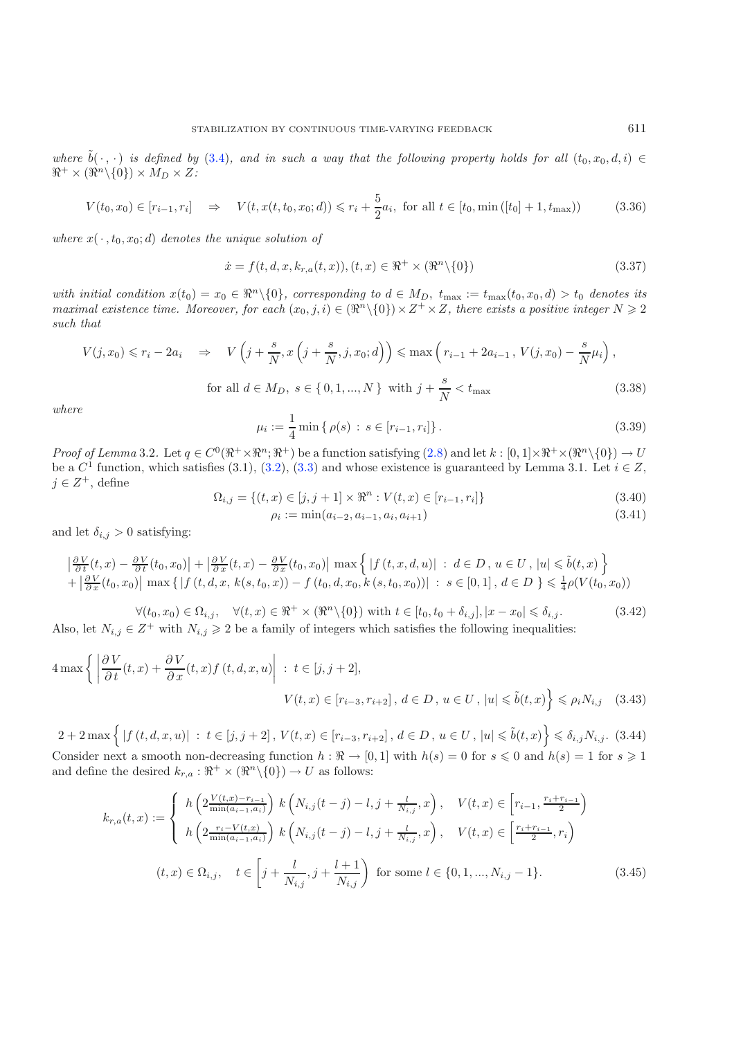*where* $\tilde{b}(\cdot,\cdot)$ *is defined by* (3.4)*, and in such a way that the following property holds for all* $(t_0, x_0, d, i) \in \Re^+ \times (\Re^n \backslash \{0\}) \times M_D \times Z$*:*

$$V(t_0, x_0) \in [r_{i-1}, r_i] \quad \Rightarrow \quad V(t, x(t, t_0, x_0; d)) \leqslant r_i + \frac{5}{2} a_i, \text{ for all } t \in [t_0, \min([t_0] + 1, t_{\max})) \tag{3.36}$$

*where* $x(\cdot, t_0, x_0; d)$ *denotes the unique solution of*

$$\dot{x} = f(t, d, x, k_{r,a}(t,x)), (t,x) \in \Re^+ \times (\Re^n \backslash \{0\}) \tag{3.37}$$

*with initial condition* $x(t_0) = x_0 \in \Re^n \backslash \{0\}$*, corresponding to* $d \in M_D$*,* $t_{\max} := t_{\max}(t_0, x_0, d) > t_0$ *denotes its maximal existence time. Moreover, for each* $(x_0, j, i) \in (\Re^n \backslash \{0\}) \times Z^+ \times Z$*, there exists a positive integer* $N \geqslant 2$ *such that*

$$V(j, x_0) \leqslant r_i - 2a_i \quad \Rightarrow \quad V\left(j + \frac{s}{N}, x\left(j + \frac{s}{N}, j, x_0; d\right)\right) \leqslant \max\left(r_{i-1} + 2a_{i-1}\,,\, V(j, x_0) - \frac{s}{N}\mu_i\right),$$

$$\text{for all } d \in M_D,\ s \in \{0, 1, ..., N\} \text{ with } j + \frac{s}{N} < t_{\max} \tag{3.38}$$

*where*

$$\mu_i := \frac{1}{4} \min\{\rho(s) : s \in [r_{i-1}, r_i]\}. \tag{3.39}$$

*Proof of Lemma* 3.2. Let $q \in C^0(\Re^+ \times \Re^n; \Re^+)$ be a function satisfying (2.8) and let $k : [0,1] \times \Re^+ \times (\Re^n \backslash \{0\}) \to U$ be a $C^1$ function, which satisfies (3.1), (3.2), (3.3) and whose existence is guaranteed by Lemma 3.1. Let $i \in Z$, $j \in Z^+$, define

$$\Omega_{i,j} = \{(t,x) \in [j, j+1] \times \Re^n : V(t,x) \in [r_{i-1}, r_i]\} \tag{3.40}$$

$$\rho_i := \min(a_{i-2}, a_{i-1}, a_i, a_{i+1}) \tag{3.41}$$

and let $\delta_{i,j} > 0$ satisfying:

$$\begin{aligned}
&\left|\tfrac{\partial V}{\partial t}(t,x) - \tfrac{\partial V}{\partial t}(t_0,x_0)\right| + \left|\tfrac{\partial V}{\partial x}(t,x) - \tfrac{\partial V}{\partial x}(t_0,x_0)\right| \max\left\{ |f(t,d,x,u)| \,:\, d \in D\,,\, u \in U\,,\, |u| \leqslant \tilde{b}(t,x) \right\} \\
&+ \left|\tfrac{\partial V}{\partial x}(t_0,x_0)\right| \max\left\{ |f(t,d,x,k(s,t_0,x)) - f(t_0,d,x_0,k(s,t_0,x_0))| \,:\, s \in [0,1]\,,\, d \in D \right\} \leqslant \tfrac{1}{4}\rho(V(t_0,x_0))
\end{aligned}$$

$$\forall (t_0, x_0) \in \Omega_{i,j}, \quad \forall (t,x) \in \Re^+ \times (\Re^n \backslash \{0\}) \text{ with } t \in [t_0, t_0 + \delta_{i,j}], |x - x_0| \leqslant \delta_{i,j}. \tag{3.42}$$

Also, let $N_{i,j} \in Z^+$ with $N_{i,j} \geqslant 2$ be a family of integers which satisfies the following inequalities:

$$4 \max\left\{ \left| \frac{\partial V}{\partial t}(t,x) + \frac{\partial V}{\partial x}(t,x) f(t,d,x,u) \right| \,:\, t \in [j, j+2], \; V(t,x) \in [r_{i-3}, r_{i+2}]\,,\, d \in D\,,\, u \in U\,,\, |u| \leqslant \tilde{b}(t,x) \right\} \leqslant \rho_i N_{i,j} \tag{3.43}$$

$$2 + 2\max\left\{ |f(t,d,x,u)| \,:\, t \in [j, j+2]\,,\, V(t,x) \in [r_{i-3}, r_{i+2}]\,,\, d \in D\,,\, u \in U\,,\, |u| \leqslant \tilde{b}(t,x) \right\} \leqslant \delta_{i,j} N_{i,j}. \tag{3.44}$$

Consider next a smooth non-decreasing function $h : \Re \to [0,1]$ with $h(s) = 0$ for $s \leqslant 0$ and $h(s) = 1$ for $s \geqslant 1$ and define the desired $k_{r,a} : \Re^+ \times (\Re^n \backslash \{0\}) \to U$ as follows:

$$k_{r,a}(t,x) := \begin{cases} h\left(2\frac{V(t,x) - r_{i-1}}{\min(a_{i-1}, a_i)}\right) k\left(N_{i,j}(t-j) - l, j + \frac{l}{N_{i,j}}, x\right), & V(t,x) \in \left[r_{i-1}, \frac{r_i + r_{i-1}}{2}\right) \\ h\left(2\frac{r_i - V(t,x)}{\min(a_{i-1}, a_i)}\right) k\left(N_{i,j}(t-j) - l, j + \frac{l}{N_{i,j}}, x\right), & V(t,x) \in \left[\frac{r_i + r_{i-1}}{2}, r_i\right) \end{cases}$$

$$(t,x) \in \Omega_{i,j}, \quad t \in \left[j + \frac{l}{N_{i,j}}, j + \frac{l+1}{N_{i,j}}\right) \text{ for some } l \in \{0, 1, ..., N_{i,j} - 1\}. \tag{3.45}$$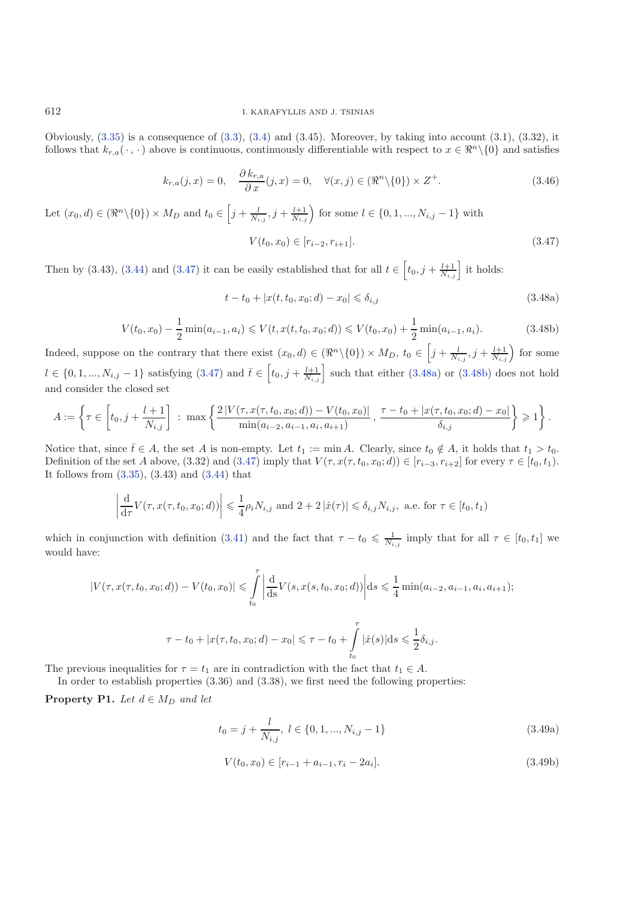Obviously, (3.35) is a consequence of (3.3), (3.4) and (3.45). Moreover, by taking into account (3.1), (3.32), it follows that $k_{r,a}(\cdot\,,\cdot)$ above is continuous, continuously differentiable with respect to $x \in \Re^n\backslash\{0\}$ and satisfies

$$k_{r,a}(j,x) = 0, \quad \frac{\partial k_{r,a}}{\partial x}(j,x) = 0, \quad \forall (x,j) \in (\Re^n\backslash\{0\}) \times Z^+. \tag{3.46}$$

Let $(x_0, d) \in (\Re^n\backslash\{0\}) \times M_D$ and $t_0 \in \left[j + \frac{l}{N_{i,j}}, j + \frac{l+1}{N_{i,j}}\right)$ for some $l \in \{0, 1, ..., N_{i,j} - 1\}$ with

$$V(t_0, x_0) \in [r_{i-2}, r_{i+1}]. \tag{3.47}$$

Then by (3.43), (3.44) and (3.47) it can be easily established that for all $t \in \left[t_0, j + \frac{l+1}{N_{i,j}}\right]$ it holds:

$$t - t_0 + |x(t, t_0, x_0; d) - x_0| \leqslant \delta_{i,j} \tag{3.48a}$$

$$V(t_0, x_0) - \frac{1}{2}\min(a_{i-1}, a_i) \leqslant V(t, x(t, t_0, x_0; d)) \leqslant V(t_0, x_0) + \frac{1}{2}\min(a_{i-1}, a_i). \tag{3.48b}$$

Indeed, suppose on the contrary that there exist $(x_0, d) \in (\Re^n\backslash\{0\}) \times M_D$, $t_0 \in \left[j + \frac{l}{N_{i,j}}, j + \frac{l+1}{N_{i,j}}\right)$ for some $l \in \{0, 1, ..., N_{i,j} - 1\}$ satisfying (3.47) and $\bar{t} \in \left[t_0, j + \frac{l+1}{N_{i,j}}\right]$ such that either (3.48a) or (3.48b) does not hold and consider the closed set

$$A := \left\{\tau \in \left[t_0, j + \frac{l+1}{N_{i,j}}\right] \,:\, \max\left\{\frac{2\,|V(\tau, x(\tau, t_0, x_0; d)) - V(t_0, x_0)|}{\min(a_{i-2}, a_{i-1}, a_i, a_{i+1})}, \frac{\tau - t_0 + |x(\tau, t_0, x_0; d) - x_0|}{\delta_{i,j}}\right\} \geqslant 1\right\}.$$

Notice that, since $\bar{t} \in A$, the set $A$ is non-empty. Let $t_1 := \min A$. Clearly, since $t_0 \notin A$, it holds that $t_1 > t_0$. Definition of the set $A$ above, (3.32) and (3.47) imply that $V(\tau, x(\tau, t_0, x_0; d)) \in [r_{i-3}, r_{i+2}]$ for every $\tau \in [t_0, t_1)$. It follows from (3.35), (3.43) and (3.44) that

$$\left|\frac{\mathrm{d}}{\mathrm{d}\tau} V(\tau, x(\tau, t_0, x_0; d))\right| \leqslant \frac{1}{4}\rho_i N_{i,j} \text{ and } 2 + 2\,|\dot{x}(\tau)| \leqslant \delta_{i,j} N_{i,j}, \text{ a.e. for } \tau \in [t_0, t_1)$$

which in conjunction with definition (3.41) and the fact that $\tau - t_0 \leqslant \frac{1}{N_{i,j}}$ imply that for all $\tau \in [t_0, t_1]$ we would have:

$$|V(\tau, x(\tau, t_0, x_0; d)) - V(t_0, x_0)| \leqslant \int_{t_0}^{\tau} \left|\frac{\mathrm{d}}{\mathrm{d}s} V(s, x(s, t_0, x_0; d))\right| \mathrm{d}s \leqslant \frac{1}{4}\min(a_{i-2}, a_{i-1}, a_i, a_{i+1});$$

$$\tau - t_0 + |x(\tau, t_0, x_0; d) - x_0| \leqslant \tau - t_0 + \int_{t_0}^{\tau} |\dot{x}(s)| \mathrm{d}s \leqslant \frac{1}{2}\delta_{i,j}.$$

The previous inequalities for $\tau = t_1$ are in contradiction with the fact that $t_1 \in A$.

In order to establish properties (3.36) and (3.38), we first need the following properties:

**Property P1.** *Let $d \in M_D$ and let*

$$t_0 = j + \frac{l}{N_{i,j}},\ l \in \{0, 1, ..., N_{i,j} - 1\} \tag{3.49a}$$

$$V(t_0, x_0) \in [r_{i-1} + a_{i-1}, r_i - 2a_i]. \tag{3.49b}$$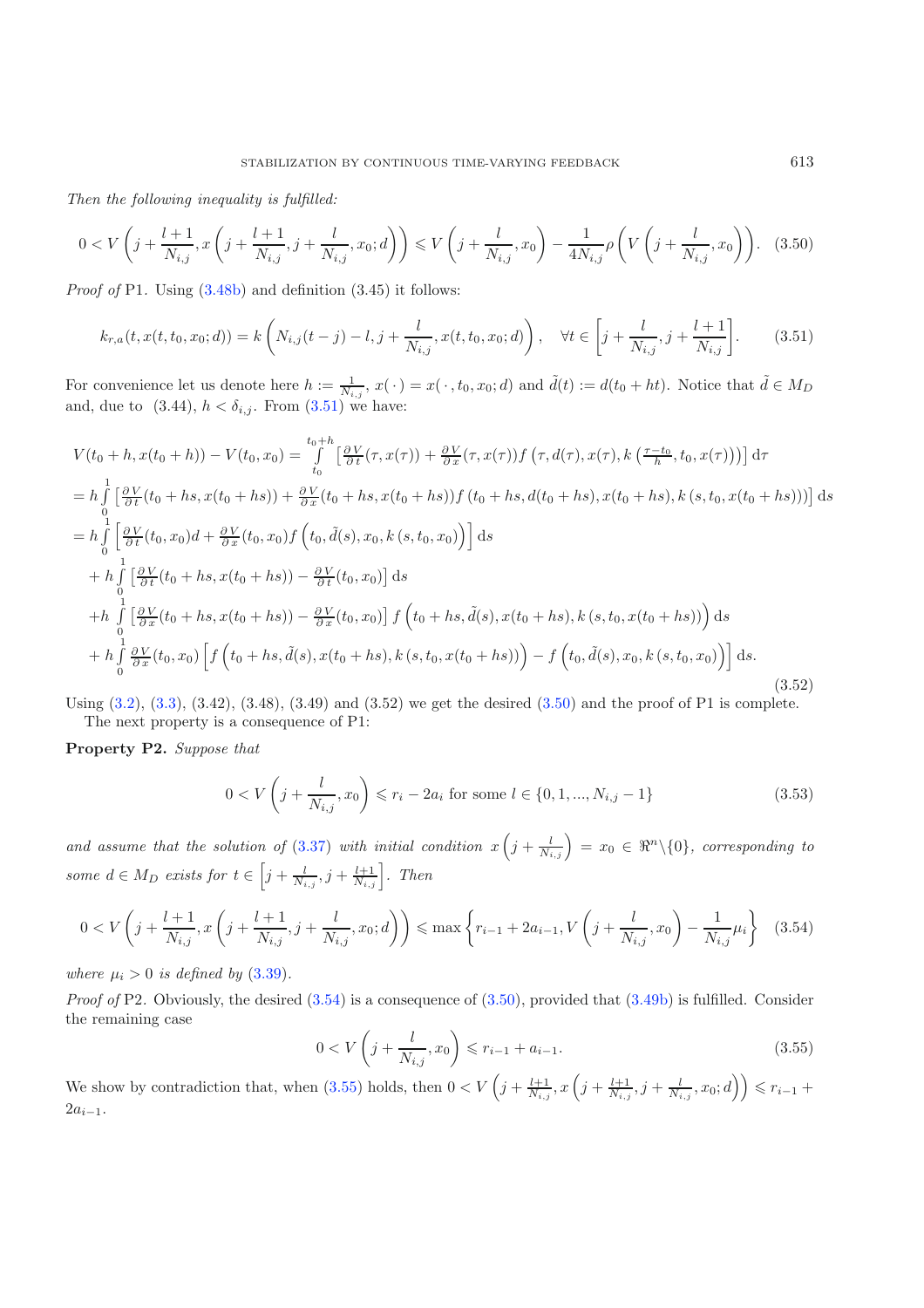*Then the following inequality is fulfilled:*

$$0 < V\left(j+\frac{l+1}{N_{i,j}}, x\left(j+\frac{l+1}{N_{i,j}}, j+\frac{l}{N_{i,j}}, x_0; d\right)\right) \leqslant V\left(j+\frac{l}{N_{i,j}}, x_0\right) - \frac{1}{4N_{i,j}}\rho\left(V\left(j+\frac{l}{N_{i,j}}, x_0\right)\right). \quad (3.50)$$

*Proof of* P1. Using (3.48b) and definition (3.45) it follows:

$$k_{r,a}(t, x(t, t_0, x_0; d)) = k\left(N_{i,j}(t-j) - l, j+\frac{l}{N_{i,j}}, x(t, t_0, x_0; d)\right), \quad \forall t \in \left[j+\frac{l}{N_{i,j}}, j+\frac{l+1}{N_{i,j}}\right]. \quad (3.51)$$

For convenience let us denote here $h := \frac{1}{N_{i,j}}$, $x(\,\cdot\,) = x(\,\cdot\,, t_0, x_0; d)$ and $\tilde{d}(t) := d(t_0 + ht)$. Notice that $\tilde{d} \in M_D$ and, due to (3.44), $h < \delta_{i,j}$. From (3.51) we have:

$$\begin{aligned}
&V(t_0+h, x(t_0+h)) - V(t_0, x_0) = \int_{t_0}^{t_0+h} \left[\tfrac{\partial V}{\partial t}(\tau, x(\tau)) + \tfrac{\partial V}{\partial x}(\tau, x(\tau)) f\left(\tau, d(\tau), x(\tau), k\left(\tfrac{\tau - t_0}{h}, t_0, x(\tau)\right)\right)\right] \mathrm{d}\tau \\
&= h\int_0^1 \left[\tfrac{\partial V}{\partial t}(t_0+hs, x(t_0+hs)) + \tfrac{\partial V}{\partial x}(t_0+hs, x(t_0+hs)) f\left(t_0+hs, d(t_0+hs), x(t_0+hs), k\left(s, t_0, x(t_0+hs)\right)\right)\right] \mathrm{d}s \\
&= h\int_0^1 \left[\tfrac{\partial V}{\partial t}(t_0, x_0) d + \tfrac{\partial V}{\partial x}(t_0, x_0) f\left(t_0, \tilde{d}(s), x_0, k\left(s, t_0, x_0\right)\right)\right] \mathrm{d}s \\
&\quad + h\int_0^1 \left[\tfrac{\partial V}{\partial t}(t_0+hs, x(t_0+hs)) - \tfrac{\partial V}{\partial t}(t_0, x_0)\right] \mathrm{d}s \\
&\quad + h\int_0^1 \left[\tfrac{\partial V}{\partial x}(t_0+hs, x(t_0+hs)) - \tfrac{\partial V}{\partial x}(t_0, x_0)\right] f\left(t_0+hs, \tilde{d}(s), x(t_0+hs), k\left(s, t_0, x(t_0+hs)\right)\right) \mathrm{d}s \\
&\quad + h\int_0^1 \tfrac{\partial V}{\partial x}(t_0, x_0) \left[f\left(t_0+hs, \tilde{d}(s), x(t_0+hs), k\left(s, t_0, x(t_0+hs)\right)\right) - f\left(t_0, \tilde{d}(s), x_0, k\left(s, t_0, x_0\right)\right)\right] \mathrm{d}s.
\end{aligned} \quad (3.52)$$

Using (3.2), (3.3), (3.42), (3.48), (3.49) and (3.52) we get the desired (3.50) and the proof of P1 is complete.

The next property is a consequence of P1:

**Property P2.** *Suppose that*

$$0 < V\left(j+\frac{l}{N_{i,j}}, x_0\right) \leqslant r_i - 2a_i \text{ for some } l \in \{0, 1, ..., N_{i,j}-1\} \quad (3.53)$$

*and assume that the solution of* (3.37) *with initial condition* $x\left(j+\frac{l}{N_{i,j}}\right) = x_0 \in \Re^n \backslash \{0\}$, *corresponding to some* $d \in M_D$ *exists for* $t \in \left[j+\frac{l}{N_{i,j}}, j+\frac{l+1}{N_{i,j}}\right]$. *Then*

$$0 < V\left(j+\frac{l+1}{N_{i,j}}, x\left(j+\frac{l+1}{N_{i,j}}, j+\frac{l}{N_{i,j}}, x_0; d\right)\right) \leqslant \max\left\{r_{i-1} + 2a_{i-1}, V\left(j+\frac{l}{N_{i,j}}, x_0\right) - \frac{1}{N_{i,j}}\mu_i\right\} \quad (3.54)$$

*where* $\mu_i > 0$ *is defined by* (3.39).

*Proof of* P2. Obviously, the desired (3.54) is a consequence of (3.50), provided that (3.49b) is fulfilled. Consider the remaining case

$$0 < V\left(j+\frac{l}{N_{i,j}}, x_0\right) \leqslant r_{i-1} + a_{i-1}. \quad (3.55)$$

We show by contradiction that, when (3.55) holds, then $0 < V\left(j+\frac{l+1}{N_{i,j}}, x\left(j+\frac{l+1}{N_{i,j}}, j+\frac{l}{N_{i,j}}, x_0; d\right)\right) \leqslant r_{i-1} + 2a_{i-1}$.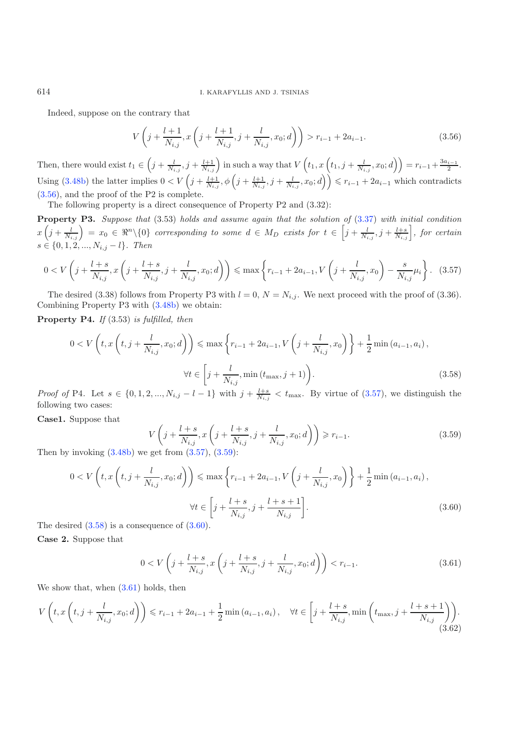Indeed, suppose on the contrary that

$$V\left(j+\frac{l+1}{N_{i,j}}, x\left(j+\frac{l+1}{N_{i,j}}, j+\frac{l}{N_{i,j}}, x_0; d\right)\right) > r_{i-1}+2a_{i-1}. \tag{3.56}$$

Then, there would exist $t_1 \in \left(j+\frac{l}{N_{i,j}}, j+\frac{l+1}{N_{i,j}}\right)$ in such a way that $V\left(t_1, x\left(t_1, j+\frac{l}{N_{i,j}}, x_0; d\right)\right) = r_{i-1}+\frac{3a_{i-1}}{2}$. Using (3.48b) the latter implies $0 < V\left(j+\frac{l+1}{N_{i,j}}, \phi\left(j+\frac{l+1}{N_{i,j}}, j+\frac{l}{N_{i,j}}, x_0; d\right)\right) \leqslant r_{i-1}+2a_{i-1}$ which contradicts (3.56), and the proof of the P2 is complete.

The following property is a direct consequence of Property P2 and (3.32):

**Property P3.** *Suppose that* (3.53) *holds and assume again that the solution of* (3.37) *with initial condition* $x\left(j+\frac{l}{N_{i,j}}\right) = x_0 \in \Re^n\backslash\{0\}$ *corresponding to some* $d \in M_D$ *exists for* $t \in \left[j+\frac{l}{N_{i,j}}, j+\frac{l+s}{N_{i,j}}\right]$, *for certain* $s \in \{0,1,2,...,N_{i,j}-l\}$. *Then*

$$0 < V\left(j+\frac{l+s}{N_{i,j}}, x\left(j+\frac{l+s}{N_{i,j}}, j+\frac{l}{N_{i,j}}, x_0; d\right)\right) \leqslant \max\left\{r_{i-1}+2a_{i-1}, V\left(j+\frac{l}{N_{i,j}}, x_0\right)-\frac{s}{N_{i,j}}\mu_i\right\}. \tag{3.57}$$

The desired (3.38) follows from Property P3 with $l=0$, $N=N_{i,j}$. We next proceed with the proof of (3.36). Combining Property P3 with (3.48b) we obtain:

**Property P4.** *If* (3.53) *is fulfilled, then*

$$0 < V\left(t, x\left(t, j+\frac{l}{N_{i,j}}, x_0; d\right)\right) \leqslant \max\left\{r_{i-1}+2a_{i-1}, V\left(j+\frac{l}{N_{i,j}}, x_0\right)\right\}+\frac{1}{2}\min\left(a_{i-1}, a_i\right),$$
$$\forall t \in \left[j+\frac{l}{N_{i,j}}, \min\left(t_{\max}, j+1\right)\right). \tag{3.58}$$

*Proof of* P4. Let $s \in \{0,1,2,...,N_{i,j}-l-1\}$ with $j+\frac{l+s}{N_{i,j}} < t_{\max}$. By virtue of (3.57), we distinguish the following two cases:

**Case1.** Suppose that

$$V\left(j+\frac{l+s}{N_{i,j}}, x\left(j+\frac{l+s}{N_{i,j}}, j+\frac{l}{N_{i,j}}, x_0; d\right)\right) \geqslant r_{i-1}. \tag{3.59}$$

Then by invoking (3.48b) we get from (3.57), (3.59):

$$0 < V\left(t, x\left(t, j+\frac{l}{N_{i,j}}, x_0; d\right)\right) \leqslant \max\left\{r_{i-1}+2a_{i-1}, V\left(j+\frac{l}{N_{i,j}}, x_0\right)\right\}+\frac{1}{2}\min\left(a_{i-1}, a_i\right),$$
$$\forall t \in \left[j+\frac{l+s}{N_{i,j}}, j+\frac{l+s+1}{N_{i,j}}\right]. \tag{3.60}$$

The desired (3.58) is a consequence of (3.60).

**Case 2.** Suppose that

$$0 < V\left(j+\frac{l+s}{N_{i,j}}, x\left(j+\frac{l+s}{N_{i,j}}, j+\frac{l}{N_{i,j}}, x_0; d\right)\right) < r_{i-1}. \tag{3.61}$$

We show that, when (3.61) holds, then

$$V\left(t, x\left(t, j+\frac{l}{N_{i,j}}, x_0; d\right)\right) \leqslant r_{i-1}+2a_{i-1}+\frac{1}{2}\min\left(a_{i-1}, a_i\right), \quad \forall t \in \left[j+\frac{l+s}{N_{i,j}}, \min\left(t_{\max}, j+\frac{l+s+1}{N_{i,j}}\right)\right). \tag{3.62}$$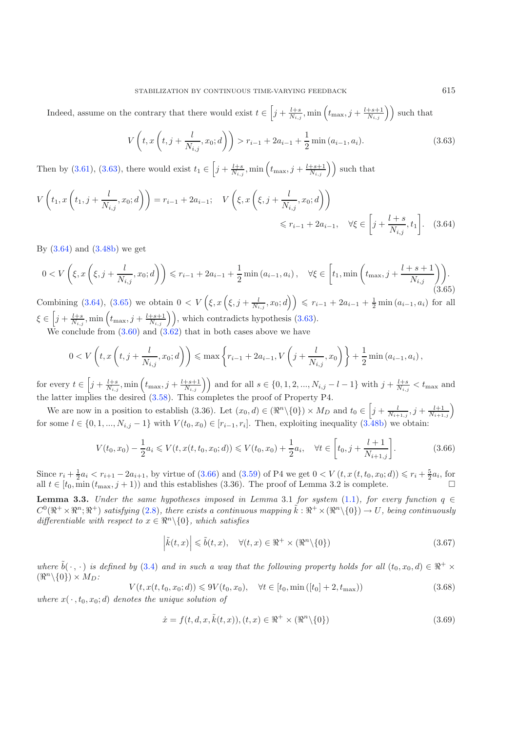Indeed, assume on the contrary that there would exist $t \in \left[j + \frac{l+s}{N_{i,j}}, \min\left(t_{\max}, j + \frac{l+s+1}{N_{i,j}}\right)\right)$ such that

$$V\left(t, x\left(t, j + \frac{l}{N_{i,j}}, x_0; d\right)\right) > r_{i-1} + 2a_{i-1} + \frac{1}{2}\min(a_{i-1}, a_i). \tag{3.63}$$

Then by (3.61), (3.63), there would exist $t_1 \in \left[j + \frac{l+s}{N_{i,j}}, \min\left(t_{\max}, j + \frac{l+s+1}{N_{i,j}}\right)\right)$ such that

$$V\left(t_1, x\left(t_1, j + \frac{l}{N_{i,j}}, x_0; d\right)\right) = r_{i-1} + 2a_{i-1}; \quad V\left(\xi, x\left(\xi, j + \frac{l}{N_{i,j}}, x_0; d\right)\right) \leqslant r_{i-1} + 2a_{i-1}, \quad \forall \xi \in \left[j + \frac{l+s}{N_{i,j}}, t_1\right]. \tag{3.64}$$

By (3.64) and (3.48b) we get

$$0 < V\left(\xi, x\left(\xi, j + \frac{l}{N_{i,j}}, x_0; d\right)\right) \leqslant r_{i-1} + 2a_{i-1} + \frac{1}{2}\min(a_{i-1}, a_i), \quad \forall \xi \in \left[t_1, \min\left(t_{\max}, j + \frac{l+s+1}{N_{i,j}}\right)\right). \tag{3.65}$$

Combining (3.64), (3.65) we obtain $0 < V\left(\xi, x\left(\xi, j + \frac{l}{N_{i,j}}, x_0; d\right)\right) \leqslant r_{i-1} + 2a_{i-1} + \frac{1}{2}\min(a_{i-1}, a_i)$ for all $\xi \in \left[j + \frac{l+s}{N_{i,j}}, \min\left(t_{\max}, j + \frac{l+s+1}{N_{i,j}}\right)\right)$, which contradicts hypothesis (3.63).

We conclude from (3.60) and (3.62) that in both cases above we have

$$0 < V\left(t, x\left(t, j + \frac{l}{N_{i,j}}, x_0; d\right)\right) \leqslant \max\left\{r_{i-1} + 2a_{i-1}, V\left(j + \frac{l}{N_{i,j}}, x_0\right)\right\} + \frac{1}{2}\min(a_{i-1}, a_i),$$

for every $t \in \left[j + \frac{l+s}{N_{i,j}}, \min\left(t_{\max}, j + \frac{l+s+1}{N_{i,j}}\right)\right)$ and for all $s \in \{0, 1, 2, ..., N_{i,j} - l - 1\}$ with $j + \frac{l+s}{N_{i,j}} < t_{\max}$ and the latter implies the desired (3.58). This completes the proof of Property P4.

We are now in a position to establish (3.36). Let $(x_0, d) \in (\Re^n \backslash \{0\}) \times M_D$ and $t_0 \in \left[j + \frac{l}{N_{i+1,j}}, j + \frac{l+1}{N_{i+1,j}}\right)$ for some $l \in \{0, 1, ..., N_{i,j} - 1\}$ with $V(t_0, x_0) \in [r_{i-1}, r_i]$. Then, exploiting inequality (3.48b) we obtain:

$$V(t_0, x_0) - \frac{1}{2}a_i \leqslant V(t, x(t, t_0, x_0; d)) \leqslant V(t_0, x_0) + \frac{1}{2}a_i, \quad \forall t \in \left[t_0, j + \frac{l+1}{N_{i+1,j}}\right]. \tag{3.66}$$

Since $r_i + \frac{1}{2}a_i < r_{i+1} - 2a_{i+1}$, by virtue of (3.66) and (3.59) of P4 we get $0 < V(t, x(t, t_0, x_0; d)) \leqslant r_i + \frac{5}{2}a_i$, for all $t \in [t_0, \min(t_{\max}, j + 1))$ and this establishes (3.36). The proof of Lemma 3.2 is complete. □

**Lemma 3.3.** *Under the same hypotheses imposed in Lemma* 3.1 *for system* (1.1), *for every function* $q \in C^0(\Re^+ \times \Re^n; \Re^+)$ *satisfying* (2.8), *there exists a continuous mapping* $\tilde{k} : \Re^+ \times (\Re^n \backslash \{0\}) \to U$, *being continuously differentiable with respect to* $x \in \Re^n \backslash \{0\}$, *which satisfies*

$$\left|\tilde{k}(t, x)\right| \leqslant \tilde{b}(t, x), \quad \forall (t, x) \in \Re^+ \times (\Re^n \backslash \{0\}) \tag{3.67}$$

*where* $\tilde{b}(\cdot, \cdot)$ *is defined by* (3.4) *and in such a way that the following property holds for all* $(t_0, x_0, d) \in \Re^+ \times (\Re^n \backslash \{0\}) \times M_D$:

$$V(t, x(t, t_0, x_0; d)) \leqslant 9V(t_0, x_0), \quad \forall t \in [t_0, \min([t_0] + 2, t_{\max})) \tag{3.68}$$

*where* $x(\cdot, t_0, x_0; d)$ *denotes the unique solution of*

$$\dot{x} = f(t, d, x, \tilde{k}(t, x)), (t, x) \in \Re^+ \times (\Re^n \backslash \{0\}) \tag{3.69}$$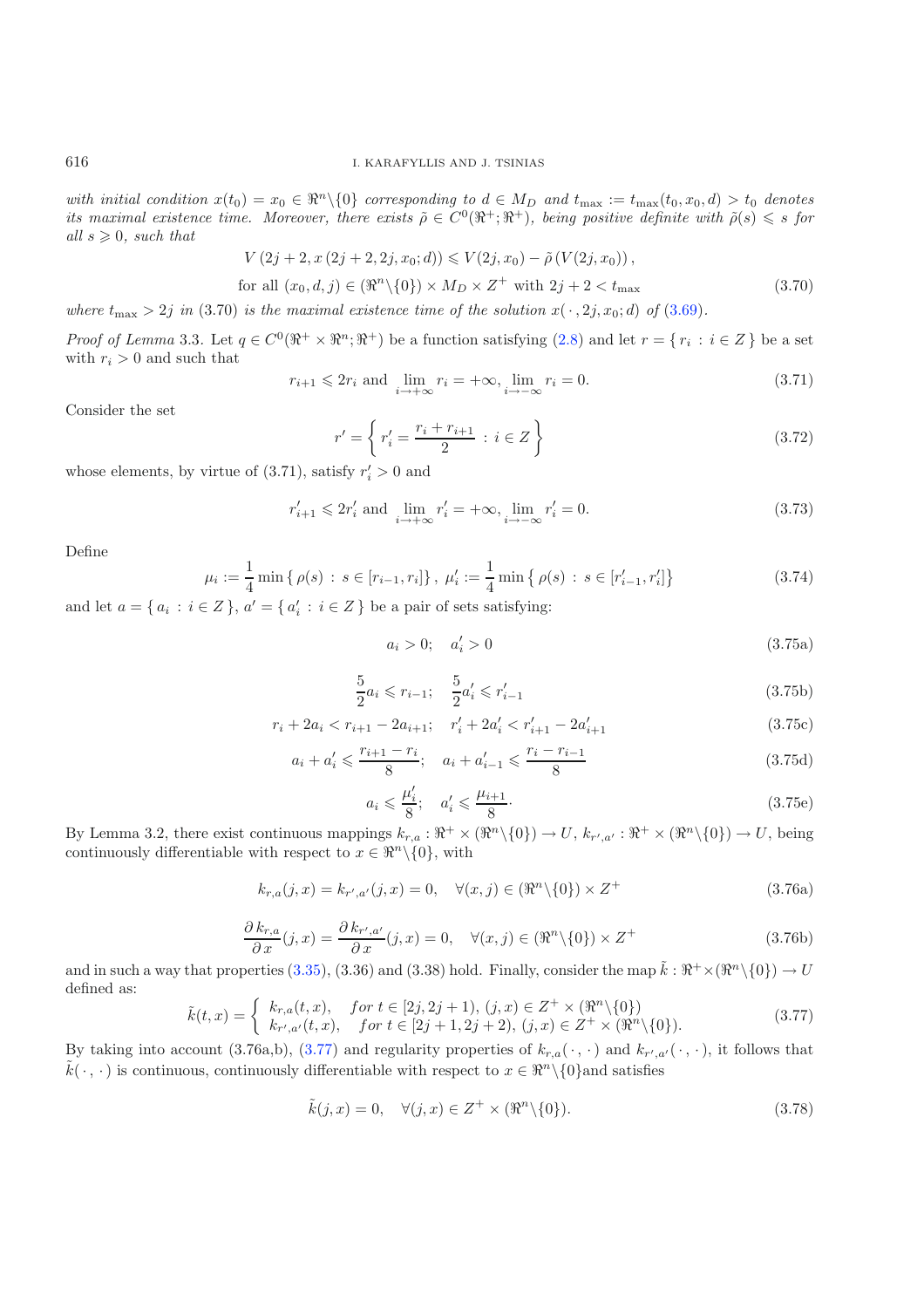*with initial condition* $x(t_0) = x_0 \in \Re^n \backslash \{0\}$ *corresponding to* $d \in M_D$ *and* $t_{\max} := t_{\max}(t_0, x_0, d) > t_0$ *denotes its maximal existence time. Moreover, there exists* $\tilde{\rho} \in C^0(\Re^+; \Re^+)$, *being positive definite with* $\tilde{\rho}(s) \leqslant s$ *for all* $s \geqslant 0$, *such that*

$$V\left(2j+2, x\left(2j+2, 2j, x_0; d\right)\right) \leqslant V(2j, x_0) - \tilde{\rho}\left(V(2j, x_0)\right),$$
$$\text{for all } (x_0, d, j) \in (\Re^n \backslash \{0\}) \times M_D \times Z^+ \text{ with } 2j+2 < t_{\max} \tag{3.70}$$

*where* $t_{\max} > 2j$ *in* (3.70) *is the maximal existence time of the solution* $x(\,\cdot\,, 2j, x_0; d)$ *of* (3.69).

*Proof of Lemma* 3.3. Let $q \in C^0(\Re^+ \times \Re^n; \Re^+)$ be a function satisfying (2.8) and let $r = \{\, r_i \,:\, i \in Z \,\}$ be a set with $r_i > 0$ and such that

$$r_{i+1} \leqslant 2r_i \text{ and } \lim_{i \to +\infty} r_i = +\infty, \lim_{i \to -\infty} r_i = 0. \tag{3.71}$$

Consider the set

$$r' = \left\{ r_i' = \frac{r_i + r_{i+1}}{2} \,:\, i \in Z \right\} \tag{3.72}$$

whose elements, by virtue of (3.71), satisfy $r_i' > 0$ and

$$r_{i+1}' \leqslant 2r_i' \text{ and } \lim_{i \to +\infty} r_i' = +\infty, \lim_{i \to -\infty} r_i' = 0. \tag{3.73}$$

Define

$$\mu_i := \frac{1}{4} \min \left\{ \rho(s) \,:\, s \in [r_{i-1}, r_i] \right\}, \; \mu_i' := \frac{1}{4} \min \left\{ \rho(s) \,:\, s \in [r_{i-1}', r_i'] \right\} \tag{3.74}$$

and let $a = \{\, a_i \,:\, i \in Z \,\}$, $a' = \{\, a_i' \,:\, i \in Z \,\}$ be a pair of sets satisfying:

$$a_i > 0; \quad a_i' > 0 \tag{3.75a}$$

$$\frac{5}{2} a_i \leqslant r_{i-1}; \quad \frac{5}{2} a_i' \leqslant r_{i-1}' \tag{3.75b}$$

$$r_i + 2a_i < r_{i+1} - 2a_{i+1}; \quad r_i' + 2a_i' < r_{i+1}' - 2a_{i+1}' \tag{3.75c}$$

$$a_i + a_i' \leqslant \frac{r_{i+1} - r_i}{8}; \quad a_i + a_{i-1}' \leqslant \frac{r_i - r_{i-1}}{8} \tag{3.75d}$$

$$a_i \leqslant \frac{\mu_i'}{8}; \quad a_i' \leqslant \frac{\mu_{i+1}}{8}. \tag{3.75e}$$

By Lemma 3.2, there exist continuous mappings $k_{r,a} : \Re^+ \times (\Re^n \backslash \{0\}) \to U$, $k_{r',a'} : \Re^+ \times (\Re^n \backslash \{0\}) \to U$, being continuously differentiable with respect to $x \in \Re^n \backslash \{0\}$, with

$$k_{r,a}(j, x) = k_{r',a'}(j, x) = 0, \quad \forall (x, j) \in (\Re^n \backslash \{0\}) \times Z^+ \tag{3.76a}$$

$$\frac{\partial k_{r,a}}{\partial x}(j, x) = \frac{\partial k_{r',a'}}{\partial x}(j, x) = 0, \quad \forall (x, j) \in (\Re^n \backslash \{0\}) \times Z^+ \tag{3.76b}$$

and in such a way that properties (3.35), (3.36) and (3.38) hold. Finally, consider the map $\tilde{k} : \Re^+ \times (\Re^n \backslash \{0\}) \to U$ defined as:

$$\tilde{k}(t, x) = \begin{cases} k_{r,a}(t, x), & \text{for } t \in [2j, 2j+1), \, (j, x) \in Z^+ \times (\Re^n \backslash \{0\}) \\ k_{r',a'}(t, x), & \text{for } t \in [2j+1, 2j+2), \, (j, x) \in Z^+ \times (\Re^n \backslash \{0\}). \end{cases} \tag{3.77}$$

By taking into account (3.76a,b), (3.77) and regularity properties of $k_{r,a}(\,\cdot\,,\,\cdot\,)$ and $k_{r',a'}(\,\cdot\,,\,\cdot\,)$, it follows that $\tilde{k}(\,\cdot\,,\,\cdot\,)$ is continuous, continuously differentiable with respect to $x \in \Re^n \backslash \{0\}$and satisfies

$$\tilde{k}(j, x) = 0, \quad \forall (j, x) \in Z^+ \times (\Re^n \backslash \{0\}). \tag{3.78}$$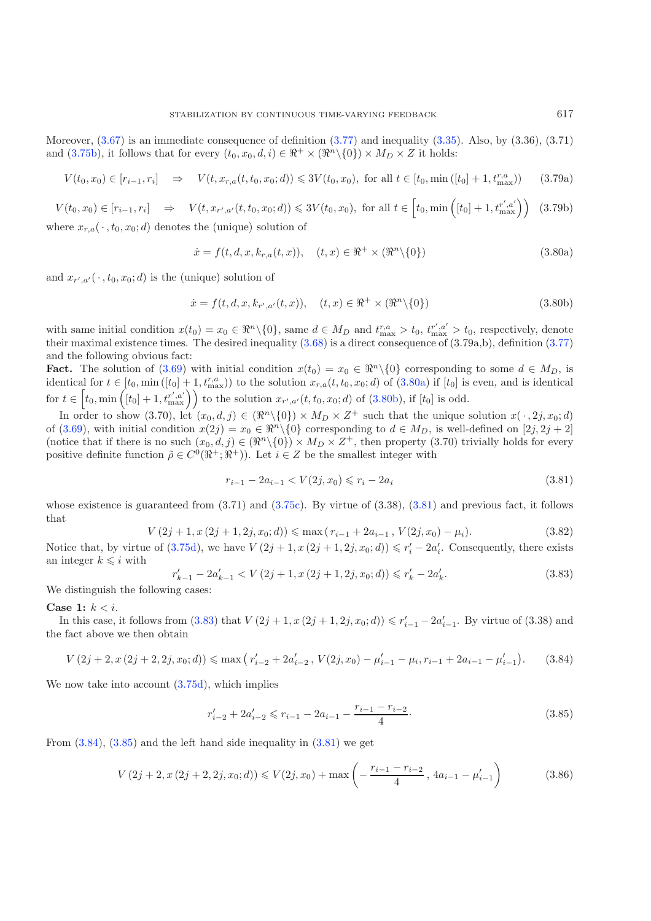Moreover, (3.67) is an immediate consequence of definition (3.77) and inequality (3.35). Also, by (3.36), (3.71) and (3.75b), it follows that for every $(t_0, x_0, d, i) \in \Re^+ \times (\Re^n \backslash \{0\}) \times M_D \times Z$ it holds:

$$V(t_0, x_0) \in [r_{i-1}, r_i] \quad \Rightarrow \quad V(t, x_{r,a}(t, t_0, x_0; d)) \leqslant 3V(t_0, x_0), \text{ for all } t \in [t_0, \min([t_0] + 1, t_{\max}^{r,a})) \tag{3.79a}$$

$$V(t_0, x_0) \in [r_{i-1}, r_i] \quad \Rightarrow \quad V(t, x_{r',a'}(t, t_0, x_0; d)) \leqslant 3V(t_0, x_0), \text{ for all } t \in \left[t_0, \min\left([t_0] + 1, t_{\max}^{r',a'}\right)\right) \tag{3.79b}$$

where $x_{r,a}(\,\cdot\,, t_0, x_0; d)$ denotes the (unique) solution of

$$\dot{x} = f(t, d, x, k_{r,a}(t, x)), \quad (t, x) \in \Re^+ \times (\Re^n \backslash \{0\}) \tag{3.80a}$$

and $x_{r',a'}(\,\cdot\,, t_0, x_0; d)$ is the (unique) solution of

$$\dot{x} = f(t, d, x, k_{r',a'}(t, x)), \quad (t, x) \in \Re^+ \times (\Re^n \backslash \{0\}) \tag{3.80b}$$

with same initial condition $x(t_0) = x_0 \in \Re^n \backslash \{0\}$, same $d \in M_D$ and $t_{\max}^{r,a} > t_0$, $t_{\max}^{r',a'} > t_0$, respectively, denote their maximal existence times. The desired inequality (3.68) is a direct consequence of (3.79a,b), definition (3.77) and the following obvious fact:

**Fact.** The solution of (3.69) with initial condition $x(t_0) = x_0 \in \Re^n \backslash \{0\}$ corresponding to some $d \in M_D$, is identical for $t \in [t_0, \min([t_0] + 1, t_{\max}^{r,a}))$ to the solution $x_{r,a}(t, t_0, x_0; d)$ of (3.80a) if $[t_0]$ is even, and is identical for $t \in \left[t_0, \min\left([t_0] + 1, t_{\max}^{r',a'}\right)\right)$ to the solution $x_{r',a'}(t, t_0, x_0; d)$ of (3.80b), if $[t_0]$ is odd.

In order to show (3.70), let $(x_0, d, j) \in (\Re^n \backslash \{0\}) \times M_D \times Z^+$ such that the unique solution $x(\,\cdot\,, 2j, x_0; d)$ of (3.69), with initial condition $x(2j) = x_0 \in \Re^n \backslash \{0\}$ corresponding to $d \in M_D$, is well-defined on $[2j, 2j+2]$ (notice that if there is no such $(x_0, d, j) \in (\Re^n \backslash \{0\}) \times M_D \times Z^+$, then property (3.70) trivially holds for every positive definite function $\tilde{\rho} \in C^0(\Re^+; \Re^+)$). Let $i \in Z$ be the smallest integer with

$$r_{i-1} - 2a_{i-1} < V(2j, x_0) \leqslant r_i - 2a_i \tag{3.81}$$

whose existence is guaranteed from (3.71) and (3.75c). By virtue of (3.38), (3.81) and previous fact, it follows that

$$V\left(2j+1, x\left(2j+1, 2j, x_0; d\right)\right) \leqslant \max\left(r_{i-1} + 2a_{i-1}\,,\, V(2j, x_0) - \mu_i\right). \tag{3.82}$$

Notice that, by virtue of (3.75d), we have $V\left(2j+1, x\left(2j+1, 2j, x_0; d\right)\right) \leqslant r'_i - 2a'_i$. Consequently, there exists an integer $k \leqslant i$ with

$$r'_{k-1} - 2a'_{k-1} < V\left(2j+1, x\left(2j+1, 2j, x_0; d\right)\right) \leqslant r'_k - 2a'_k. \tag{3.83}$$

We distinguish the following cases:

**Case 1:** $k < i$.

In this case, it follows from (3.83) that $V\left(2j+1, x\left(2j+1, 2j, x_0; d\right)\right) \leqslant r'_{i-1} - 2a'_{i-1}$. By virtue of (3.38) and the fact above we then obtain

$$V\left(2j+2, x\left(2j+2, 2j, x_0; d\right)\right) \leqslant \max\left(r'_{i-2} + 2a'_{i-2}\,,\, V(2j, x_0) - \mu'_{i-1} - \mu_i, r_{i-1} + 2a_{i-1} - \mu'_{i-1}\right). \tag{3.84}$$

We now take into account (3.75d), which implies

$$r'_{i-2} + 2a'_{i-2} \leqslant r_{i-1} - 2a_{i-1} - \frac{r_{i-1} - r_{i-2}}{4}. \tag{3.85}$$

From (3.84), (3.85) and the left hand side inequality in (3.81) we get

$$V\left(2j+2, x\left(2j+2, 2j, x_0; d\right)\right) \leqslant V(2j, x_0) + \max\left(-\frac{r_{i-1} - r_{i-2}}{4}\,,\, 4a_{i-1} - \mu'_{i-1}\right) \tag{3.86}$$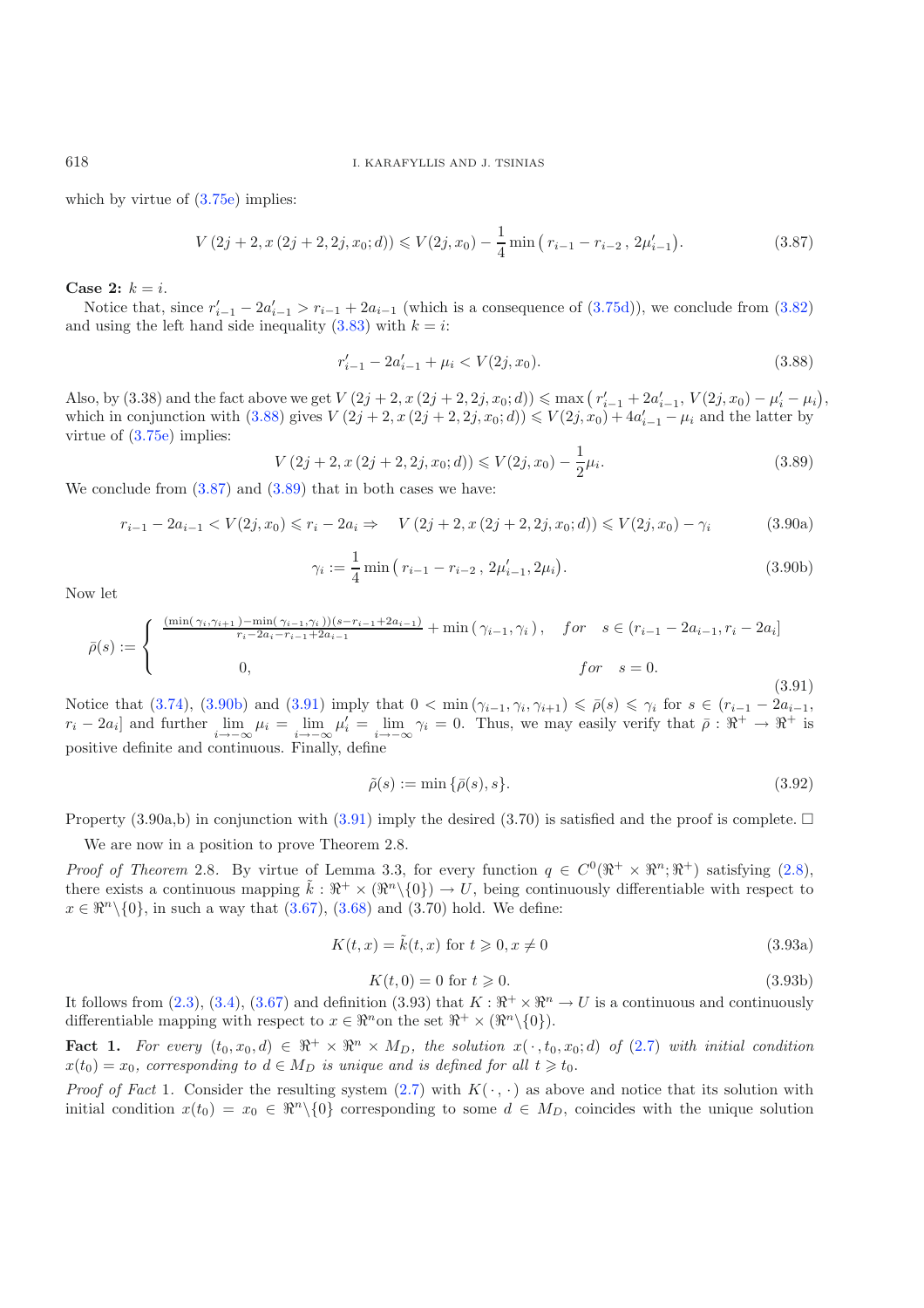which by virtue of (3.75e) implies:

$$V\left(2j+2, x\left(2j+2, 2j, x_0; d\right)\right) \leqslant V(2j, x_0) - \frac{1}{4}\min\left(r_{i-1} - r_{i-2}\,,\, 2\mu'_{i-1}\right). \tag{3.87}$$

**Case 2:** $k = i$.

Notice that, since $r'_{i-1} - 2a'_{i-1} > r_{i-1} + 2a_{i-1}$ (which is a consequence of (3.75d)), we conclude from (3.82) and using the left hand side inequality (3.83) with $k = i$:

$$r'_{i-1} - 2a'_{i-1} + \mu_i < V(2j, x_0). \tag{3.88}$$

Also, by (3.38) and the fact above we get $V\left(2j+2, x\left(2j+2, 2j, x_0; d\right)\right) \leqslant \max\left(r'_{i-1} + 2a'_{i-1}, V(2j, x_0) - \mu'_i - \mu_i\right)$, which in conjunction with (3.88) gives $V\left(2j+2, x\left(2j+2, 2j, x_0; d\right)\right) \leqslant V(2j, x_0) + 4a'_{i-1} - \mu_i$ and the latter by virtue of (3.75e) implies:

$$V\left(2j+2, x\left(2j+2, 2j, x_0; d\right)\right) \leqslant V(2j, x_0) - \frac{1}{2}\mu_i. \tag{3.89}$$

We conclude from (3.87) and (3.89) that in both cases we have:

$$r_{i-1} - 2a_{i-1} < V(2j, x_0) \leqslant r_i - 2a_i \Rightarrow \quad V\left(2j+2, x\left(2j+2, 2j, x_0; d\right)\right) \leqslant V(2j, x_0) - \gamma_i \tag{3.90a}$$

$$\gamma_i := \frac{1}{4}\min\left(r_{i-1} - r_{i-2}\,,\, 2\mu'_{i-1}, 2\mu_i\right). \tag{3.90b}$$

Now let

$$\bar{\rho}(s) := \begin{cases} \dfrac{(\min(\gamma_i, \gamma_{i+1}) - \min(\gamma_{i-1}, \gamma_i))(s - r_{i-1} + 2a_{i-1})}{r_i - 2a_i - r_{i-1} + 2a_{i-1}} + \min\left(\gamma_{i-1}, \gamma_i\right), & for \quad s \in (r_{i-1} - 2a_{i-1}, r_i - 2a_i] \\ 0, & for \quad s = 0. \end{cases} \tag{3.91}$$

Notice that (3.74), (3.90b) and (3.91) imply that $0 < \min\left(\gamma_{i-1}, \gamma_i, \gamma_{i+1}\right) \leqslant \bar{\rho}(s) \leqslant \gamma_i$ for $s \in (r_{i-1} - 2a_{i-1}, r_i - 2a_i]$ and further $\lim\limits_{i \to -\infty} \mu_i = \lim\limits_{i \to -\infty} \mu'_i = \lim\limits_{i \to -\infty} \gamma_i = 0$. Thus, we may easily verify that $\bar{\rho} : \Re^+ \to \Re^+$ is positive definite and continuous. Finally, define

$$\tilde{\rho}(s) := \min\{\bar{\rho}(s), s\}. \tag{3.92}$$

Property (3.90a,b) in conjunction with (3.91) imply the desired (3.70) is satisfied and the proof is complete. □

We are now in a position to prove Theorem 2.8.

*Proof of Theorem* 2.8. By virtue of Lemma 3.3, for every function $q \in C^0(\Re^+ \times \Re^n; \Re^+)$ satisfying (2.8), there exists a continuous mapping $\tilde{k} : \Re^+ \times (\Re^n \backslash \{0\}) \to U$, being continuously differentiable with respect to $x \in \Re^n \backslash \{0\}$, in such a way that (3.67), (3.68) and (3.70) hold. We define:

$$K(t, x) = \tilde{k}(t, x) \text{ for } t \geqslant 0, x \neq 0 \tag{3.93a}$$

$$K(t, 0) = 0 \text{ for } t \geqslant 0. \tag{3.93b}$$

It follows from (2.3), (3.4), (3.67) and definition (3.93) that $K : \Re^+ \times \Re^n \to U$ is a continuous and continuously differentiable mapping with respect to $x \in \Re^n$ on the set $\Re^+ \times (\Re^n \backslash \{0\})$.

**Fact 1.** *For every* $(t_0, x_0, d) \in \Re^+ \times \Re^n \times M_D$*, the solution* $x(\cdot\,, t_0, x_0; d)$ *of* (2.7) *with initial condition* $x(t_0) = x_0$*, corresponding to* $d \in M_D$ *is unique and is defined for all* $t \geqslant t_0$*.*

*Proof of Fact* 1. Consider the resulting system (2.7) with $K(\cdot\,, \cdot)$ as above and notice that its solution with initial condition $x(t_0) = x_0 \in \Re^n \backslash \{0\}$ corresponding to some $d \in M_D$, coincides with the unique solution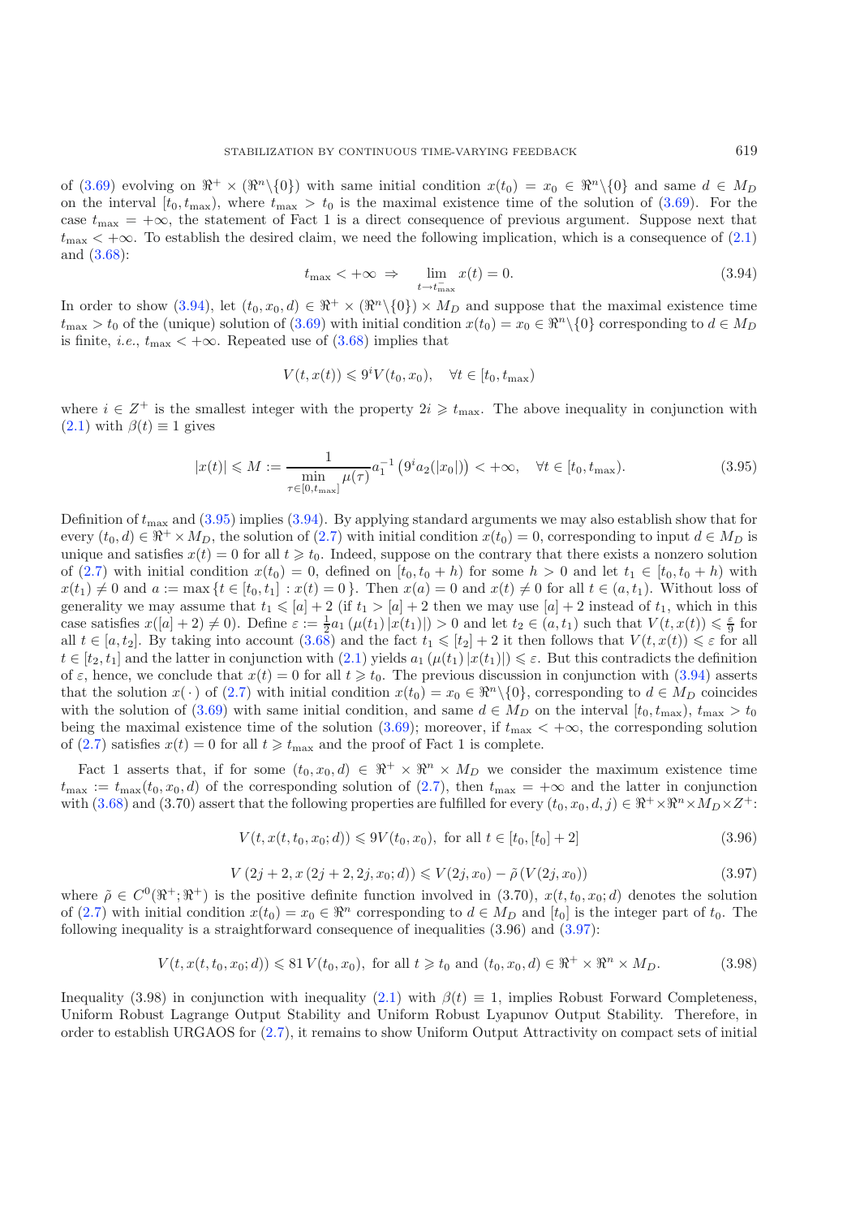of (3.69) evolving on $\Re^+ \times (\Re^n \backslash \{0\})$ with same initial condition $x(t_0) = x_0 \in \Re^n \backslash \{0\}$ and same $d \in M_D$ on the interval $[t_0, t_{\max})$, where $t_{\max} > t_0$ is the maximal existence time of the solution of (3.69). For the case $t_{\max} = +\infty$, the statement of Fact 1 is a direct consequence of previous argument. Suppose next that $t_{\max} < +\infty$. To establish the desired claim, we need the following implication, which is a consequence of (2.1) and (3.68):

$$t_{\max} < +\infty \;\Rightarrow\; \lim_{t \to t_{\max}^-} x(t) = 0. \tag{3.94}$$

In order to show (3.94), let $(t_0, x_0, d) \in \Re^+ \times (\Re^n \backslash \{0\}) \times M_D$ and suppose that the maximal existence time $t_{\max} > t_0$ of the (unique) solution of (3.69) with initial condition $x(t_0) = x_0 \in \Re^n \backslash \{0\}$ corresponding to $d \in M_D$ is finite, *i.e.*, $t_{\max} < +\infty$. Repeated use of (3.68) implies that

$$V(t, x(t)) \leqslant 9^i V(t_0, x_0), \quad \forall t \in [t_0, t_{\max})$$

where $i \in Z^+$ is the smallest integer with the property $2i \geqslant t_{\max}$. The above inequality in conjunction with (2.1) with $\beta(t) \equiv 1$ gives

$$|x(t)| \leqslant M := \frac{1}{\min\limits_{\tau \in [0, t_{\max}]} \mu(\tau)} a_1^{-1}\left(9^i a_2(|x_0|)\right) < +\infty, \quad \forall t \in [t_0, t_{\max}). \tag{3.95}$$

Definition of $t_{\max}$ and (3.95) implies (3.94). By applying standard arguments we may also establish show that for every $(t_0, d) \in \Re^+ \times M_D$, the solution of (2.7) with initial condition $x(t_0) = 0$, corresponding to input $d \in M_D$ is unique and satisfies $x(t) = 0$ for all $t \geqslant t_0$. Indeed, suppose on the contrary that there exists a nonzero solution of (2.7) with initial condition $x(t_0) = 0$, defined on $[t_0, t_0 + h)$ for some $h > 0$ and let $t_1 \in [t_0, t_0 + h)$ with $x(t_1) \neq 0$ and $a := \max\{t \in [t_0, t_1] : x(t) = 0\}$. Then $x(a) = 0$ and $x(t) \neq 0$ for all $t \in (a, t_1)$. Without loss of generality we may assume that $t_1 \leqslant [a] + 2$ (if $t_1 > [a] + 2$ then we may use $[a] + 2$ instead of $t_1$, which in this case satisfies $x([a] + 2) \neq 0$). Define $\varepsilon := \frac{1}{2} a_1 \left(\mu(t_1) |x(t_1)|\right) > 0$ and let $t_2 \in (a, t_1)$ such that $V(t, x(t)) \leqslant \frac{\varepsilon}{9}$ for all $t \in [a, t_2]$. By taking into account (3.68) and the fact $t_1 \leqslant [t_2] + 2$ it then follows that $V(t, x(t)) \leqslant \varepsilon$ for all $t \in [t_2, t_1]$ and the latter in conjunction with (2.1) yields $a_1 \left(\mu(t_1) |x(t_1)|\right) \leqslant \varepsilon$. But this contradicts the definition of $\varepsilon$, hence, we conclude that $x(t) = 0$ for all $t \geqslant t_0$. The previous discussion in conjunction with (3.94) asserts that the solution $x(\cdot)$ of (2.7) with initial condition $x(t_0) = x_0 \in \Re^n \backslash \{0\}$, corresponding to $d \in M_D$ coincides with the solution of (3.69) with same initial condition, and same $d \in M_D$ on the interval $[t_0, t_{\max})$, $t_{\max} > t_0$ being the maximal existence time of the solution (3.69); moreover, if $t_{\max} < +\infty$, the corresponding solution of (2.7) satisfies $x(t) = 0$ for all $t \geqslant t_{\max}$ and the proof of Fact 1 is complete.

Fact 1 asserts that, if for some $(t_0, x_0, d) \in \Re^+ \times \Re^n \times M_D$ we consider the maximum existence time $t_{\max} := t_{\max}(t_0, x_0, d)$ of the corresponding solution of (2.7), then $t_{\max} = +\infty$ and the latter in conjunction with (3.68) and (3.70) assert that the following properties are fulfilled for every $(t_0, x_0, d, j) \in \Re^+ \times \Re^n \times M_D \times Z^+$:

$$V(t, x(t, t_0, x_0; d)) \leqslant 9V(t_0, x_0), \text{ for all } t \in [t_0, [t_0] + 2] \tag{3.96}$$

$$V\left(2j + 2, x\left(2j + 2, 2j, x_0; d\right)\right) \leqslant V(2j, x_0) - \tilde{\rho}\left(V(2j, x_0)\right) \tag{3.97}$$

where $\tilde{\rho} \in C^0(\Re^+; \Re^+)$ is the positive definite function involved in (3.70), $x(t, t_0, x_0; d)$ denotes the solution of (2.7) with initial condition $x(t_0) = x_0 \in \Re^n$ corresponding to $d \in M_D$ and $[t_0]$ is the integer part of $t_0$. The following inequality is a straightforward consequence of inequalities (3.96) and (3.97):

$$V(t, x(t, t_0, x_0; d)) \leqslant 81\, V(t_0, x_0), \text{ for all } t \geqslant t_0 \text{ and } (t_0, x_0, d) \in \Re^+ \times \Re^n \times M_D. \tag{3.98}$$

Inequality (3.98) in conjunction with inequality (2.1) with $\beta(t) \equiv 1$, implies Robust Forward Completeness, Uniform Robust Lagrange Output Stability and Uniform Robust Lyapunov Output Stability. Therefore, in order to establish URGAOS for (2.7), it remains to show Uniform Output Attractivity on compact sets of initial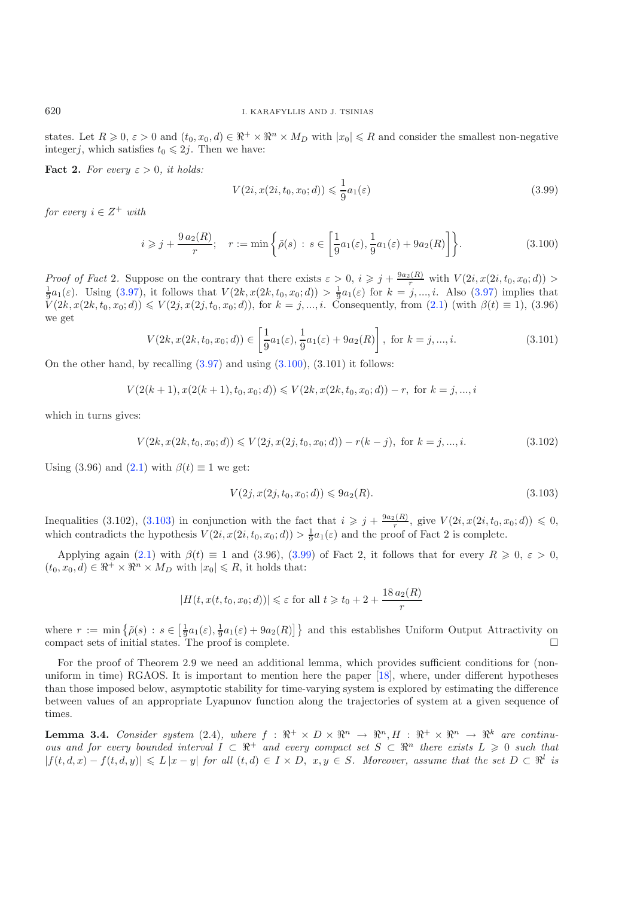states. Let $R \geqslant 0$, $\varepsilon > 0$ and $(t_0, x_0, d) \in \Re^+ \times \Re^n \times M_D$ with $|x_0| \leqslant R$ and consider the smallest non-negative integer$j$, which satisfies $t_0 \leqslant 2j$. Then we have:

**Fact 2.** *For every $\varepsilon > 0$, it holds:*

$$V(2i, x(2i, t_0, x_0; d)) \leqslant \frac{1}{9} a_1(\varepsilon) \tag{3.99}$$

*for every $i \in Z^+$ with*

$$i \geqslant j + \frac{9\, a_2(R)}{r}; \quad r := \min\left\{ \tilde{\rho}(s) \, : \, s \in \left[ \frac{1}{9} a_1(\varepsilon), \frac{1}{9} a_1(\varepsilon) + 9 a_2(R) \right] \right\}. \tag{3.100}$$

*Proof of Fact* 2. Suppose on the contrary that there exists $\varepsilon > 0$, $i \geqslant j + \frac{9 a_2(R)}{r}$ with $V(2i, x(2i, t_0, x_0; d)) > \frac{1}{9} a_1(\varepsilon)$. Using (3.97), it follows that $V(2k, x(2k, t_0, x_0; d)) > \frac{1}{9} a_1(\varepsilon)$ for $k = j, ..., i$. Also (3.97) implies that $V(2k, x(2k, t_0, x_0; d)) \leqslant V(2j, x(2j, t_0, x_0; d))$, for $k = j, ..., i$. Consequently, from (2.1) (with $\beta(t) \equiv 1$), (3.96) we get

$$V(2k, x(2k, t_0, x_0; d)) \in \left[ \frac{1}{9} a_1(\varepsilon), \frac{1}{9} a_1(\varepsilon) + 9 a_2(R) \right], \text{ for } k = j, ..., i. \tag{3.101}$$

On the other hand, by recalling (3.97) and using (3.100), (3.101) it follows:

$$V(2(k+1), x(2(k+1), t_0, x_0; d)) \leqslant V(2k, x(2k, t_0, x_0; d)) - r, \text{ for } k = j, ..., i$$

which in turns gives:

$$V(2k, x(2k, t_0, x_0; d)) \leqslant V(2j, x(2j, t_0, x_0; d)) - r(k - j), \text{ for } k = j, ..., i. \tag{3.102}$$

Using (3.96) and (2.1) with $\beta(t) \equiv 1$ we get:

$$V(2j, x(2j, t_0, x_0; d)) \leqslant 9 a_2(R). \tag{3.103}$$

Inequalities (3.102), (3.103) in conjunction with the fact that $i \geqslant j + \frac{9 a_2(R)}{r}$, give $V(2i, x(2i, t_0, x_0; d)) \leqslant 0$, which contradicts the hypothesis $V(2i, x(2i, t_0, x_0; d)) > \frac{1}{9} a_1(\varepsilon)$ and the proof of Fact 2 is complete.

Applying again (2.1) with $\beta(t) \equiv 1$ and (3.96), (3.99) of Fact 2, it follows that for every $R \geqslant 0$, $\varepsilon > 0$, $(t_0, x_0, d) \in \Re^+ \times \Re^n \times M_D$ with $|x_0| \leqslant R$, it holds that:

$$|H(t, x(t, t_0, x_0; d))| \leqslant \varepsilon \text{ for all } t \geqslant t_0 + 2 + \frac{18\, a_2(R)}{r}$$

where $r := \min\left\{ \tilde{\rho}(s) \, : \, s \in \left[ \frac{1}{9} a_1(\varepsilon), \frac{1}{9} a_1(\varepsilon) + 9 a_2(R) \right] \right\}$ and this establishes Uniform Output Attractivity on compact sets of initial states. The proof is complete. □

For the proof of Theorem 2.9 we need an additional lemma, which provides sufficient conditions for (non-uniform in time) RGAOS. It is important to mention here the paper [18], where, under different hypotheses than those imposed below, asymptotic stability for time-varying systems is explored by estimating the difference between values of an appropriate Lyapunov function along the trajectories of system at a given sequence of times.

**Lemma 3.4.** *Consider system (2.4), where $f : \Re^+ \times D \times \Re^n \to \Re^n, H : \Re^+ \times \Re^n \to \Re^k$ are continuous and for every bounded interval $I \subset \Re^+$ and every compact set $S \subset \Re^n$ there exists $L \geqslant 0$ such that $|f(t, d, x) - f(t, d, y)| \leqslant L\, |x - y|$ for all $(t, d) \in I \times D$, $x, y \in S$. Moreover, assume that the set $D \subset \Re^l$ is*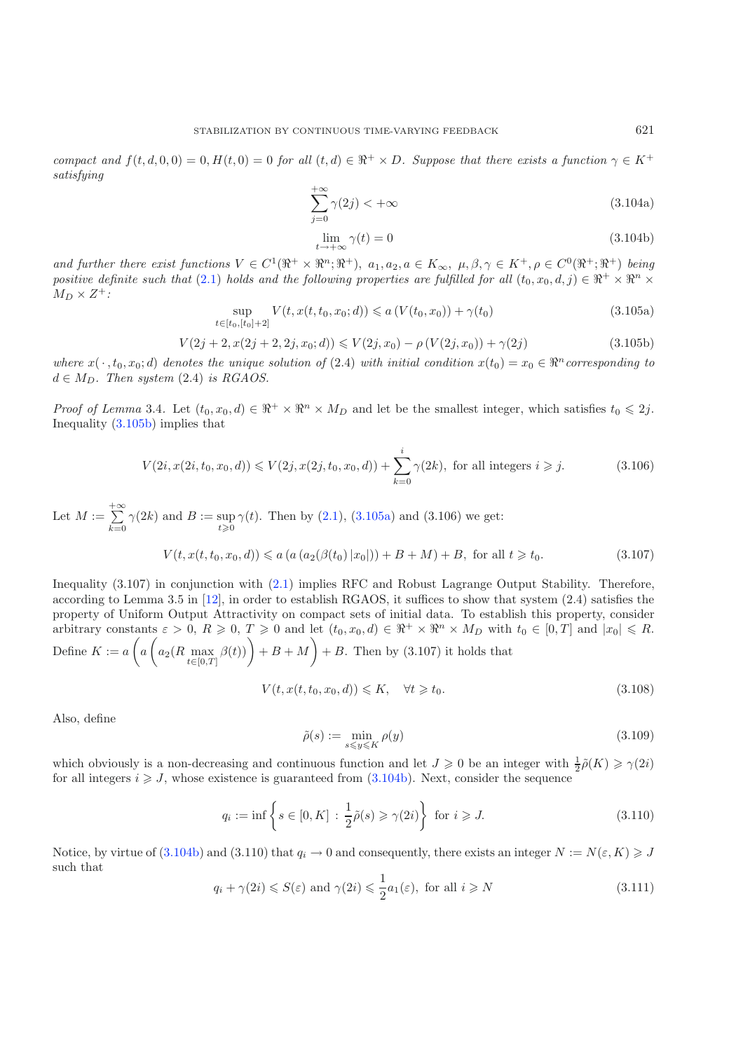*compact and $f(t,d,0,0)=0, H(t,0)=0$ for all $(t,d)\in \Re^+\times D$. Suppose that there exists a function $\gamma \in K^+$ satisfying*

$$\sum_{j=0}^{+\infty} \gamma(2j) < +\infty \tag{3.104a}$$

$$\lim_{t\to+\infty} \gamma(t) = 0 \tag{3.104b}$$

*and further there exist functions $V\in C^1(\Re^+\times\Re^n;\Re^+)$, $a_1, a_2, a \in K_\infty$, $\mu,\beta,\gamma\in K^+$, $\rho\in C^0(\Re^+;\Re^+)$ being positive definite such that* (2.1) *holds and the following properties are fulfilled for all $(t_0,x_0,d,j)\in\Re^+\times\Re^n\times M_D\times Z^+$:*

$$\sup_{t\in[t_0,[t_0]+2]} V(t,x(t,t_0,x_0;d)) \leqslant a\left(V(t_0,x_0)\right)+\gamma(t_0) \tag{3.105a}$$

$$V(2j+2,x(2j+2,2j,x_0;d)) \leqslant V(2j,x_0)-\rho\left(V(2j,x_0)\right)+\gamma(2j) \tag{3.105b}$$

*where $x(\,\cdot\,,t_0,x_0;d)$ denotes the unique solution of* (2.4) *with initial condition $x(t_0)=x_0\in\Re^n$ corresponding to $d\in M_D$. Then system* (2.4) *is RGAOS.*

*Proof of Lemma* 3.4. Let $(t_0,x_0,d)\in\Re^+\times\Re^n\times M_D$ and let be the smallest integer, which satisfies $t_0\leqslant 2j$. Inequality (3.105b) implies that

$$V(2i,x(2i,t_0,x_0,d)) \leqslant V(2j,x(2j,t_0,x_0,d))+\sum_{k=0}^{i}\gamma(2k),\ \text{for all integers } i\geqslant j. \tag{3.106}$$

Let $M:=\sum_{k=0}^{+\infty}\gamma(2k)$ and $B:=\sup_{t\geqslant 0}\gamma(t)$. Then by (2.1), (3.105a) and (3.106) we get:

$$V(t,x(t,t_0,x_0,d)) \leqslant a\left(a\left(a_2(\beta(t_0)\,|x_0|)\right)+B+M\right)+B,\ \text{for all } t\geqslant t_0. \tag{3.107}$$

Inequality (3.107) in conjunction with (2.1) implies RFC and Robust Lagrange Output Stability. Therefore, according to Lemma 3.5 in [12], in order to establish RGAOS, it suffices to show that system (2.4) satisfies the property of Uniform Output Attractivity on compact sets of initial data. To establish this property, consider arbitrary constants $\varepsilon>0$, $R\geqslant 0$, $T\geqslant 0$ and let $(t_0,x_0,d)\in\Re^+\times\Re^n\times M_D$ with $t_0\in[0,T]$ and $|x_0|\leqslant R$. Define $K:=a\left(a\left(a_2(R\max_{t\in[0,T]}\beta(t))\right)+B+M\right)+B$. Then by (3.107) it holds that

$$V(t,x(t,t_0,x_0,d))\leqslant K,\quad \forall t\geqslant t_0. \tag{3.108}$$

Also, define

$$\tilde{\rho}(s):=\min_{s\leqslant y\leqslant K}\rho(y) \tag{3.109}$$

which obviously is a non-decreasing and continuous function and let $J\geqslant 0$ be an integer with $\frac{1}{2}\tilde{\rho}(K)\geqslant\gamma(2i)$ for all integers $i\geqslant J$, whose existence is guaranteed from (3.104b). Next, consider the sequence

$$q_i:=\inf\left\{s\in[0,K]\,:\,\frac{1}{2}\tilde{\rho}(s)\geqslant\gamma(2i)\right\}\ \text{ for } i\geqslant J. \tag{3.110}$$

Notice, by virtue of (3.104b) and (3.110) that $q_i\to 0$ and consequently, there exists an integer $N:=N(\varepsilon,K)\geqslant J$ such that

$$q_i+\gamma(2i)\leqslant S(\varepsilon)\ \text{and}\ \gamma(2i)\leqslant\frac{1}{2}a_1(\varepsilon),\ \text{for all } i\geqslant N \tag{3.111}$$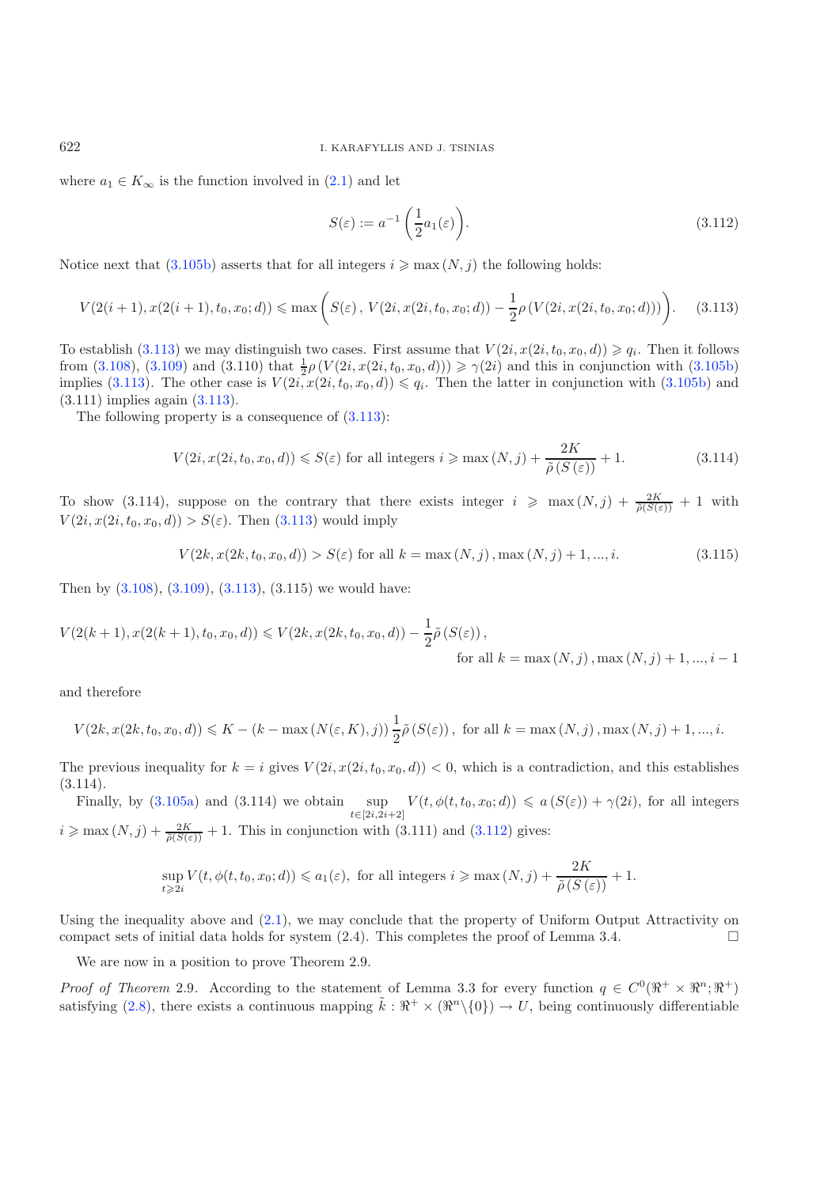where $a_1 \in K_\infty$ is the function involved in (2.1) and let

$$S(\varepsilon) := a^{-1}\left(\frac{1}{2}a_1(\varepsilon)\right). \tag{3.112}$$

Notice next that (3.105b) asserts that for all integers $i \geqslant \max(N, j)$ the following holds:

$$V(2(i+1), x(2(i+1), t_0, x_0; d)) \leqslant \max\left(S(\varepsilon)\,,\; V(2i, x(2i, t_0, x_0; d)) - \frac{1}{2}\rho\left(V(2i, x(2i, t_0, x_0; d))\right)\right). \tag{3.113}$$

To establish (3.113) we may distinguish two cases. First assume that $V(2i, x(2i, t_0, x_0, d)) \geqslant q_i$. Then it follows from (3.108), (3.109) and (3.110) that $\frac{1}{2}\rho\left(V(2i, x(2i, t_0, x_0, d))\right) \geqslant \gamma(2i)$ and this in conjunction with (3.105b) implies (3.113). The other case is $V(2i, x(2i, t_0, x_0, d)) \leqslant q_i$. Then the latter in conjunction with (3.105b) and (3.111) implies again (3.113).

The following property is a consequence of (3.113):

$$V(2i, x(2i, t_0, x_0, d)) \leqslant S(\varepsilon) \text{ for all integers } i \geqslant \max(N, j) + \frac{2K}{\tilde{\rho}\left(S\left(\varepsilon\right)\right)} + 1. \tag{3.114}$$

To show (3.114), suppose on the contrary that there exists integer $i \geqslant \max(N, j) + \frac{2K}{\tilde{\rho}(S(\varepsilon))} + 1$ with $V(2i, x(2i, t_0, x_0, d)) > S(\varepsilon)$. Then (3.113) would imply

$$V(2k, x(2k, t_0, x_0, d)) > S(\varepsilon) \text{ for all } k = \max(N, j)\,, \max(N, j) + 1, ..., i. \tag{3.115}$$

Then by (3.108), (3.109), (3.113), (3.115) we would have:

$$V(2(k+1), x(2(k+1), t_0, x_0, d)) \leqslant V(2k, x(2k, t_0, x_0, d)) - \frac{1}{2}\tilde{\rho}\left(S(\varepsilon)\right), \quad \text{for all } k = \max(N, j)\,, \max(N, j) + 1, ..., i - 1$$

and therefore

$$V(2k, x(2k, t_0, x_0, d)) \leqslant K - (k - \max(N(\varepsilon, K), j))\,\frac{1}{2}\tilde{\rho}\left(S(\varepsilon)\right), \text{ for all } k = \max(N, j)\,, \max(N, j) + 1, ..., i.$$

The previous inequality for $k = i$ gives $V(2i, x(2i, t_0, x_0, d)) < 0$, which is a contradiction, and this establishes (3.114).

Finally, by (3.105a) and (3.114) we obtain $\sup_{t \in [2i, 2i+2]} V(t, \phi(t, t_0, x_0; d)) \leqslant a\left(S(\varepsilon)\right) + \gamma(2i)$, for all integers $i \geqslant \max(N, j) + \frac{2K}{\tilde{\rho}(S(\varepsilon))} + 1$. This in conjunction with (3.111) and (3.112) gives:

$$\sup_{t \geqslant 2i} V(t, \phi(t, t_0, x_0; d)) \leqslant a_1(\varepsilon), \text{ for all integers } i \geqslant \max(N, j) + \frac{2K}{\tilde{\rho}\left(S\left(\varepsilon\right)\right)} + 1.$$

Using the inequality above and (2.1), we may conclude that the property of Uniform Output Attractivity on compact sets of initial data holds for system (2.4). This completes the proof of Lemma 3.4. □

We are now in a position to prove Theorem 2.9.

*Proof of Theorem* 2.9. According to the statement of Lemma 3.3 for every function $q \in C^0(\Re^+ \times \Re^n; \Re^+)$ satisfying (2.8), there exists a continuous mapping $\tilde{k} : \Re^+ \times (\Re^n \backslash \{0\}) \to U$, being continuously differentiable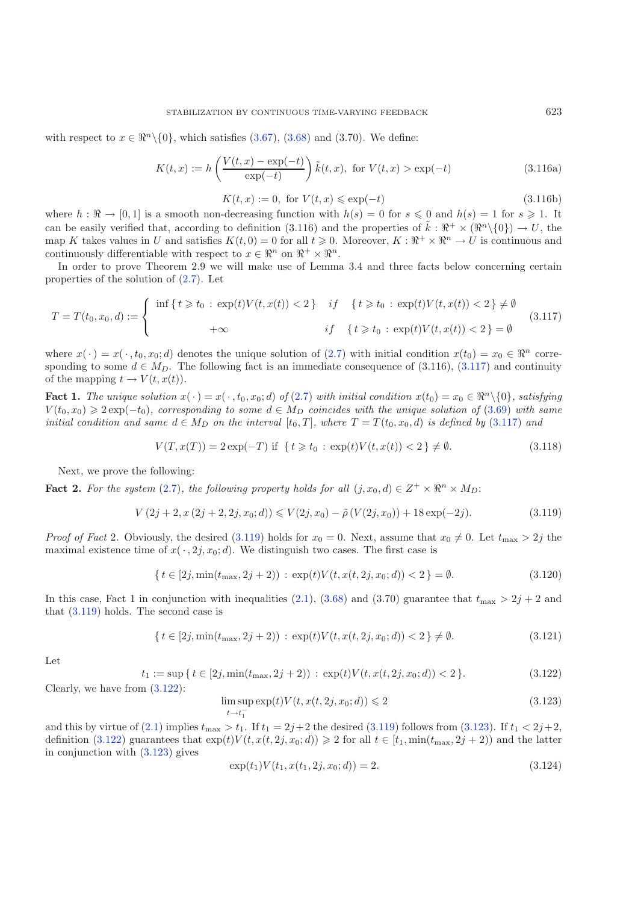with respect to $x \in \Re^n \backslash \{0\}$, which satisfies (3.67), (3.68) and (3.70). We define:

$$K(t,x) := h\left(\frac{V(t,x) - \exp(-t)}{\exp(-t)}\right)\tilde{k}(t,x), \text{ for } V(t,x) > \exp(-t) \tag{3.116a}$$

$$K(t,x) := 0, \text{ for } V(t,x) \leqslant \exp(-t) \tag{3.116b}$$

where $h : \Re \to [0,1]$ is a smooth non-decreasing function with $h(s) = 0$ for $s \leqslant 0$ and $h(s) = 1$ for $s \geqslant 1$. It can be easily verified that, according to definition (3.116) and the properties of $\tilde{k} : \Re^+ \times (\Re^n \backslash \{0\}) \to U$, the map $K$ takes values in $U$ and satisfies $K(t,0) = 0$ for all $t \geqslant 0$. Moreover, $K : \Re^+ \times \Re^n \to U$ is continuous and continuously differentiable with respect to $x \in \Re^n$ on $\Re^+ \times \Re^n$.

In order to prove Theorem 2.9 we will make use of Lemma 3.4 and three facts below concerning certain properties of the solution of (2.7). Let

$$T = T(t_0, x_0, d) := \begin{cases} \inf\{\, t \geqslant t_0 \,:\, \exp(t)V(t,x(t)) < 2\,\} & \text{if} \quad \{\, t \geqslant t_0 \,:\, \exp(t)V(t,x(t)) < 2\,\} \neq \emptyset \\ +\infty & \text{if} \quad \{\, t \geqslant t_0 \,:\, \exp(t)V(t,x(t)) < 2\,\} = \emptyset \end{cases} \tag{3.117}$$

where $x(\cdot) = x(\cdot, t_0, x_0; d)$ denotes the unique solution of (2.7) with initial condition $x(t_0) = x_0 \in \Re^n$ corresponding to some $d \in M_D$. The following fact is an immediate consequence of (3.116), (3.117) and continuity of the mapping $t \to V(t, x(t))$.

**Fact 1.** *The unique solution $x(\cdot) = x(\cdot, t_0, x_0; d)$ of (2.7) with initial condition $x(t_0) = x_0 \in \Re^n \backslash \{0\}$, satisfying $V(t_0, x_0) \geqslant 2\exp(-t_0)$, corresponding to some $d \in M_D$ coincides with the unique solution of (3.69) with same initial condition and same $d \in M_D$ on the interval $[t_0, T]$, where $T = T(t_0, x_0, d)$ is defined by (3.117) and*

$$V(T, x(T)) = 2\exp(-T) \text{ if } \{\, t \geqslant t_0 \,:\, \exp(t)V(t,x(t)) < 2\,\} \neq \emptyset. \tag{3.118}$$

Next, we prove the following:

**Fact 2.** *For the system (2.7), the following property holds for all $(j, x_0, d) \in Z^+ \times \Re^n \times M_D$:*

$$V\left(2j+2, x\left(2j+2, 2j, x_0; d\right)\right) \leqslant V(2j, x_0) - \tilde{\rho}\left(V(2j, x_0)\right) + 18\exp(-2j). \tag{3.119}$$

*Proof of Fact* 2. Obviously, the desired (3.119) holds for $x_0 = 0$. Next, assume that $x_0 \neq 0$. Let $t_{\max} > 2j$ the maximal existence time of $x(\cdot, 2j, x_0; d)$. We distinguish two cases. The first case is

$$\{\, t \in [2j, \min(t_{\max}, 2j+2)) \,:\, \exp(t)V(t, x(t, 2j, x_0; d)) < 2\,\} = \emptyset. \tag{3.120}$$

In this case, Fact 1 in conjunction with inequalities (2.1), (3.68) and (3.70) guarantee that $t_{\max} > 2j+2$ and that (3.119) holds. The second case is

$$\{\, t \in [2j, \min(t_{\max}, 2j+2)) \,:\, \exp(t)V(t, x(t, 2j, x_0; d)) < 2\,\} \neq \emptyset. \tag{3.121}$$

Let

$$t_1 := \sup\{\, t \in [2j, \min(t_{\max}, 2j+2)) \,:\, \exp(t)V(t, x(t, 2j, x_0; d)) < 2\,\}. \tag{3.122}$$

Clearly, we have from (3.122):

$$\limsup_{t \to t_1^-} \exp(t)V(t, x(t, 2j, x_0; d)) \leqslant 2 \tag{3.123}$$

and this by virtue of (2.1) implies $t_{\max} > t_1$. If $t_1 = 2j+2$ the desired (3.119) follows from (3.123). If $t_1 < 2j+2$, definition (3.122) guarantees that $\exp(t)V(t, x(t, 2j, x_0; d)) \geqslant 2$ for all $t \in [t_1, \min(t_{\max}, 2j+2))$ and the latter in conjunction with (3.123) gives

$$\exp(t_1)V(t_1, x(t_1, 2j, x_0; d)) = 2. \tag{3.124}$$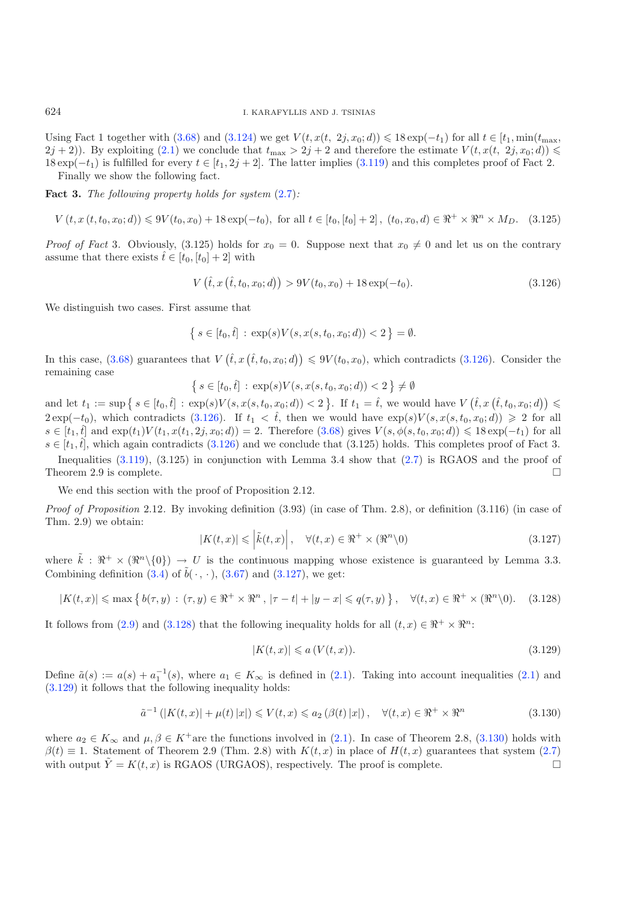Using Fact 1 together with (3.68) and (3.124) we get $V(t, x(t,\ 2j, x_0; d)) \leqslant 18\exp(-t_1)$ for all $t \in [t_1, \min(t_{\max}, 2j+2))$. By exploiting (2.1) we conclude that $t_{\max} > 2j+2$ and therefore the estimate $V(t, x(t,\ 2j, x_0; d)) \leqslant 18\exp(-t_1)$ is fulfilled for every $t \in [t_1, 2j+2]$. The latter implies (3.119) and this completes proof of Fact 2.

Finally we show the following fact.

**Fact 3.** *The following property holds for system* (2.7)*:*

$$V\left(t, x\left(t, t_0, x_0; d\right)\right) \leqslant 9V(t_0, x_0) + 18\exp(-t_0),\ \text{for all } t \in \left[t_0, [t_0]+2\right],\ (t_0, x_0, d) \in \Re^+ \times \Re^n \times M_D. \quad (3.125)$$

*Proof of Fact* 3. Obviously, (3.125) holds for $x_0 = 0$. Suppose next that $x_0 \neq 0$ and let us on the contrary assume that there exists $\hat{t} \in [t_0, [t_0]+2]$ with

$$V\left(\hat{t}, x\left(\hat{t}, t_0, x_0; d\right)\right) > 9V(t_0, x_0) + 18\exp(-t_0). \quad (3.126)$$

We distinguish two cases. First assume that

$$\left\{\, s \in [t_0, \hat{t}] \,:\, \exp(s)V(s, x(s, t_0, x_0; d)) < 2 \,\right\} = \emptyset.$$

In this case, (3.68) guarantees that $V\left(\hat{t}, x\left(\hat{t}, t_0, x_0; d\right)\right) \leqslant 9V(t_0, x_0)$, which contradicts (3.126). Consider the remaining case

$$\left\{\, s \in [t_0, \hat{t}] \,:\, \exp(s)V(s, x(s, t_0, x_0; d)) < 2 \,\right\} \neq \emptyset$$

and let $t_1 := \sup\left\{\, s \in [t_0, \hat{t}] \,:\, \exp(s)V(s, x(s, t_0, x_0; d)) < 2 \,\right\}$. If $t_1 = \hat{t}$, we would have $V\left(\hat{t}, x\left(\hat{t}, t_0, x_0; d\right)\right) \leqslant 2\exp(-t_0)$, which contradicts (3.126). If $t_1 < \hat{t}$, then we would have $\exp(s)V(s, x(s, t_0, x_0; d)) \geqslant 2$ for all $s \in [t_1, \hat{t}]$ and $\exp(t_1)V(t_1, x(t_1, 2j, x_0; d)) = 2$. Therefore (3.68) gives $V(s, \phi(s, t_0, x_0; d)) \leqslant 18\exp(-t_1)$ for all $s \in [t_1, \hat{t}]$, which again contradicts (3.126) and we conclude that (3.125) holds. This completes proof of Fact 3.

Inequalities (3.119), (3.125) in conjunction with Lemma 3.4 show that (2.7) is RGAOS and the proof of Theorem 2.9 is complete. $\square$

We end this section with the proof of Proposition 2.12.

*Proof of Proposition* 2.12. By invoking definition (3.93) (in case of Thm. 2.8), or definition (3.116) (in case of Thm. 2.9) we obtain:

$$|K(t,x)| \leqslant \left|\tilde{k}(t,x)\right|, \quad \forall (t,x) \in \Re^+ \times (\Re^n \backslash 0) \quad (3.127)$$

where $\tilde{k} : \Re^+ \times (\Re^n \backslash \{0\}) \to U$ is the continuous mapping whose existence is guaranteed by Lemma 3.3. Combining definition (3.4) of $\tilde{b}(\cdot\,,\cdot)$, (3.67) and (3.127), we get:

$$|K(t,x)| \leqslant \max\left\{\, b(\tau, y) \,:\, (\tau, y) \in \Re^+ \times \Re^n\,,\ |\tau - t| + |y - x| \leqslant q(\tau, y) \,\right\}, \quad \forall (t,x) \in \Re^+ \times (\Re^n \backslash 0). \quad (3.128)$$

It follows from (2.9) and (3.128) that the following inequality holds for all $(t,x) \in \Re^+ \times \Re^n$:

$$|K(t,x)| \leqslant a\left(V(t,x)\right). \quad (3.129)$$

Define $\tilde{a}(s) := a(s) + a_1^{-1}(s)$, where $a_1 \in K_\infty$ is defined in (2.1). Taking into account inequalities (2.1) and (3.129) it follows that the following inequality holds:

$$\tilde{a}^{-1}\left(|K(t,x)| + \mu(t)\,|x|\right) \leqslant V(t,x) \leqslant a_2\left(\beta(t)\,|x|\right), \quad \forall (t,x) \in \Re^+ \times \Re^n \quad (3.130)$$

where $a_2 \in K_\infty$ and $\mu, \beta \in K^+$are the functions involved in (2.1). In case of Theorem 2.8, (3.130) holds with $\beta(t) \equiv 1$. Statement of Theorem 2.9 (Thm. 2.8) with $K(t,x)$ in place of $H(t,x)$ guarantees that system (2.7) with output $\tilde{Y} = K(t,x)$ is RGAOS (URGAOS), respectively. The proof is complete. $\square$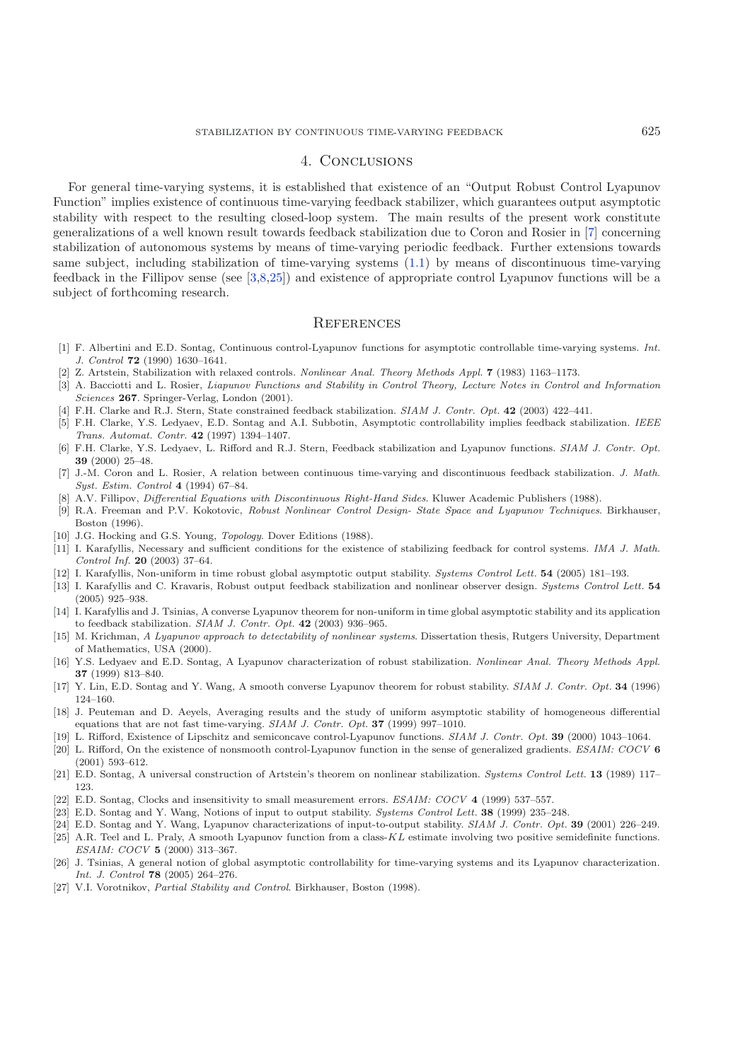## 4. Conclusions

For general time-varying systems, it is established that existence of an "Output Robust Control Lyapunov Function" implies existence of continuous time-varying feedback stabilizer, which guarantees output asymptotic stability with respect to the resulting closed-loop system. The main results of the present work constitute generalizations of a well known result towards feedback stabilization due to Coron and Rosier in [7] concerning stabilization of autonomous systems by means of time-varying periodic feedback. Further extensions towards same subject, including stabilization of time-varying systems (1.1) by means of discontinuous time-varying feedback in the Fillipov sense (see [3,8,25]) and existence of appropriate control Lyapunov functions will be a subject of forthcoming research.

## References

[1] F. Albertini and E.D. Sontag, Continuous control-Lyapunov functions for asymptotic controllable time-varying systems. *Int. J. Control* **72** (1990) 1630–1641.

[2] Z. Artstein, Stabilization with relaxed controls. *Nonlinear Anal. Theory Methods Appl.* **7** (1983) 1163–1173.

[3] A. Bacciotti and L. Rosier, *Liapunov Functions and Stability in Control Theory, Lecture Notes in Control and Information Sciences* **267**. Springer-Verlag, London (2001).

[4] F.H. Clarke and R.J. Stern, State constrained feedback stabilization. *SIAM J. Contr. Opt.* **42** (2003) 422–441.

[5] F.H. Clarke, Y.S. Ledyaev, E.D. Sontag and A.I. Subbotin, Asymptotic controllability implies feedback stabilization. *IEEE Trans. Automat. Contr.* **42** (1997) 1394–1407.

[6] F.H. Clarke, Y.S. Ledyaev, L. Rifford and R.J. Stern, Feedback stabilization and Lyapunov functions. *SIAM J. Contr. Opt.* **39** (2000) 25–48.

[7] J.-M. Coron and L. Rosier, A relation between continuous time-varying and discontinuous feedback stabilization. *J. Math. Syst. Estim. Control* **4** (1994) 67–84.

[8] A.V. Fillipov, *Differential Equations with Discontinuous Right-Hand Sides*. Kluwer Academic Publishers (1988).

[9] R.A. Freeman and P.V. Kokotovic, *Robust Nonlinear Control Design- State Space and Lyapunov Techniques*. Birkhauser, Boston (1996).

[10] J.G. Hocking and G.S. Young, *Topology*. Dover Editions (1988).

[11] I. Karafyllis, Necessary and sufficient conditions for the existence of stabilizing feedback for control systems. *IMA J. Math. Control Inf.* **20** (2003) 37–64.

[12] I. Karafyllis, Non-uniform in time robust global asymptotic output stability. *Systems Control Lett.* **54** (2005) 181–193.

[13] I. Karafyllis and C. Kravaris, Robust output feedback stabilization and nonlinear observer design. *Systems Control Lett.* **54** (2005) 925–938.

[14] I. Karafyllis and J. Tsinias, A converse Lyapunov theorem for non-uniform in time global asymptotic stability and its application to feedback stabilization. *SIAM J. Contr. Opt.* **42** (2003) 936–965.

[15] M. Krichman, *A Lyapunov approach to detectability of nonlinear systems*. Dissertation thesis, Rutgers University, Department of Mathematics, USA (2000).

[16] Y.S. Ledyaev and E.D. Sontag, A Lyapunov characterization of robust stabilization. *Nonlinear Anal. Theory Methods Appl.* **37** (1999) 813–840.

[17] Y. Lin, E.D. Sontag and Y. Wang, A smooth converse Lyapunov theorem for robust stability. *SIAM J. Contr. Opt.* **34** (1996) 124–160.

[18] J. Peuteman and D. Aeyels, Averaging results and the study of uniform asymptotic stability of homogeneous differential equations that are not fast time-varying. *SIAM J. Contr. Opt.* **37** (1999) 997–1010.

[19] L. Rifford, Existence of Lipschitz and semiconcave control-Lyapunov functions. *SIAM J. Contr. Opt.* **39** (2000) 1043–1064.

[20] L. Rifford, On the existence of nonsmooth control-Lyapunov function in the sense of generalized gradients. *ESAIM: COCV* **6** (2001) 593–612.

[21] E.D. Sontag, A universal construction of Artstein's theorem on nonlinear stabilization. *Systems Control Lett.* **13** (1989) 117–123.

[22] E.D. Sontag, Clocks and insensitivity to small measurement errors. *ESAIM: COCV* **4** (1999) 537–557.

[23] E.D. Sontag and Y. Wang, Notions of input to output stability. *Systems Control Lett.* **38** (1999) 235–248.

[24] E.D. Sontag and Y. Wang, Lyapunov characterizations of input-to-output stability. *SIAM J. Contr. Opt.* **39** (2001) 226–249.

[25] A.R. Teel and L. Praly, A smooth Lyapunov function from a class-$KL$ estimate involving two positive semidefinite functions. *ESAIM: COCV* **5** (2000) 313–367.

[26] J. Tsinias, A general notion of global asymptotic controllability for time-varying systems and its Lyapunov characterization. *Int. J. Control* **78** (2005) 264–276.

[27] V.I. Vorotnikov, *Partial Stability and Control*. Birkhauser, Boston (1998).